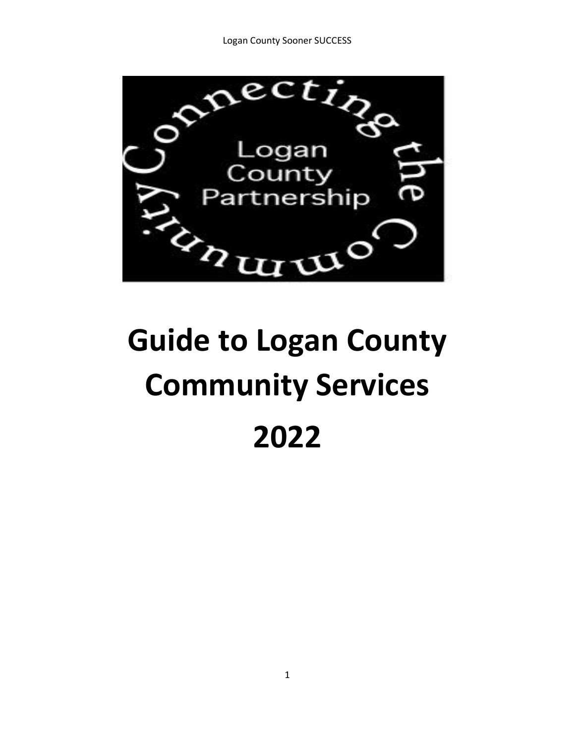Connecting the Community

Logan County Partnership

# Guide to Logan County Community Services 2022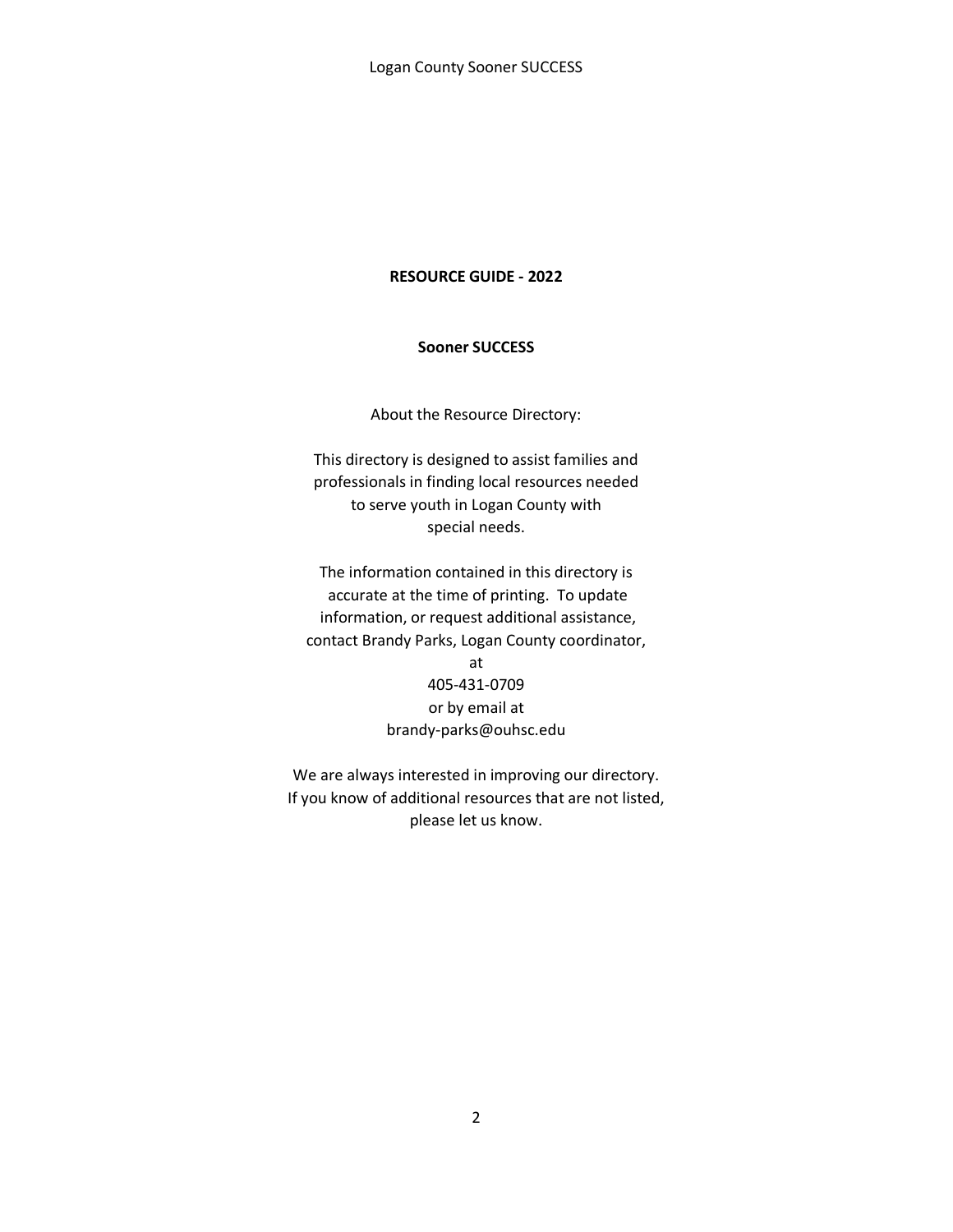**RESOURCE GUIDE - 2022**

**Sooner SUCCESS**

About the Resource Directory:

This directory is designed to assist families and professionals in finding local resources needed to serve youth in Logan County with special needs.

The information contained in this directory is accurate at the time of printing. To update information, or request additional assistance, contact Brandy Parks, Logan County coordinator, at 405-431-0709 or by email at brandy-parks@ouhsc.edu

We are always interested in improving our directory. If you know of additional resources that are not listed, please let us know.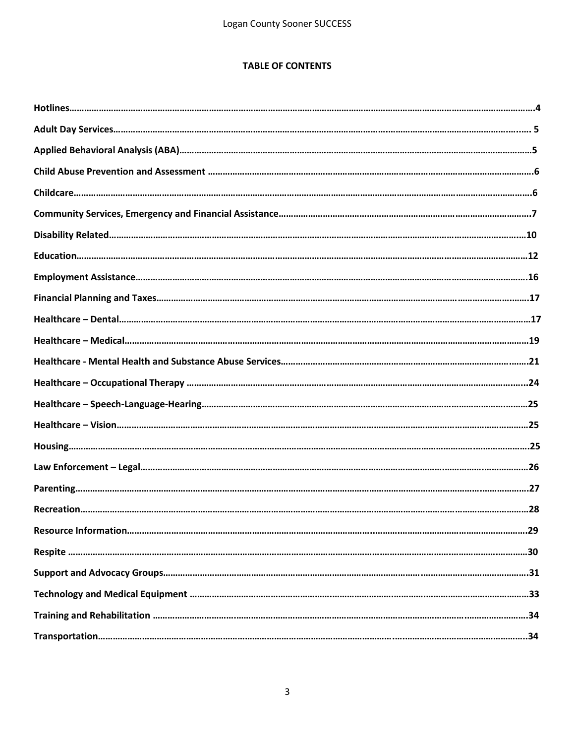## TABLE OF CONTENTS

**Hotlines**……………………………………………………………………………………………4

**Adult Day Services**…………………………………………………………………………………5

**Applied Behavioral Analysis (ABA)**……………………………………………………………5

**Child Abuse Prevention and Assessment** ……………………………………………………6

**Childcare**……………………………………………………………………………………………6

**Community Services, Emergency and Financial Assistance**…………………………………7

**Disability Related**…………………………………………………………………………………10

**Education**…………………………………………………………………………………………12

**Employment Assistance**…………………………………………………………………………16

**Financial Planning and Taxes**……………………………………………………………………17

**Healthcare – Dental**………………………………………………………………………………17

**Healthcare – Medical**……………………………………………………………………………19

**Healthcare - Mental Health and Substance Abuse Services**……………………………………21

**Healthcare – Occupational Therapy** ……………………………………………………………24

**Healthcare – Speech-Language-Hearing**…………………………………………………………25

**Healthcare – Vision**………………………………………………………………………………25

**Housing**……………………………………………………………………………………………25

**Law Enforcement – Legal**…………………………………………………………………………26

**Parenting**……………………………………………………………………………………………27

**Recreation**…………………………………………………………………………………………28

**Resource Information**……………………………………………………………………………29

**Respite** ………………………………………………………………………………………………30

**Support and Advocacy Groups**……………………………………………………………………31

**Technology and Medical Equipment** ……………………………………………………………33

**Training and Rehabilitation** ………………………………………………………………………34

**Transportation**………………………………………………………………………………………34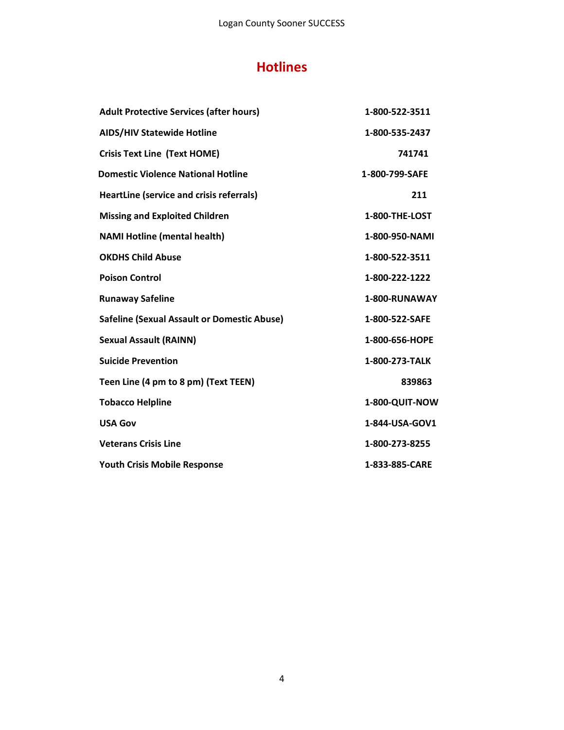# Hotlines

| | |
|---|---|
| **Adult Protective Services (after hours)** | **1-800-522-3511** |
| **AIDS/HIV Statewide Hotline** | **1-800-535-2437** |
| **Crisis Text Line (Text HOME)** | **741741** |
| **Domestic Violence National Hotline** | **1-800-799-SAFE** |
| **HeartLine (service and crisis referrals)** | **211** |
| **Missing and Exploited Children** | **1-800-THE-LOST** |
| **NAMI Hotline (mental health)** | **1-800-950-NAMI** |
| **OKDHS Child Abuse** | **1-800-522-3511** |
| **Poison Control** | **1-800-222-1222** |
| **Runaway Safeline** | **1-800-RUNAWAY** |
| **Safeline (Sexual Assault or Domestic Abuse)** | **1-800-522-SAFE** |
| **Sexual Assault (RAINN)** | **1-800-656-HOPE** |
| **Suicide Prevention** | **1-800-273-TALK** |
| **Teen Line (4 pm to 8 pm) (Text TEEN)** | **839863** |
| **Tobacco Helpline** | **1-800-QUIT-NOW** |
| **USA Gov** | **1-844-USA-GOV1** |
| **Veterans Crisis Line** | **1-800-273-8255** |
| **Youth Crisis Mobile Response** | **1-833-885-CARE** |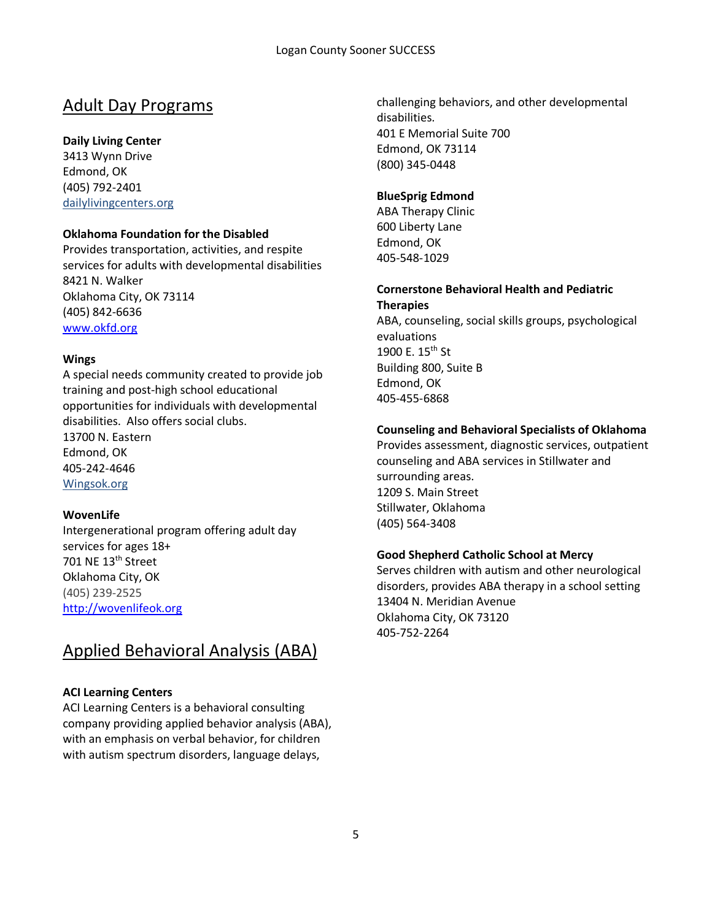## Adult Day Programs

**Daily Living Center**
3413 Wynn Drive
Edmond, OK
(405) 792-2401
dailylivingcenters.org

**Oklahoma Foundation for the Disabled**
Provides transportation, activities, and respite services for adults with developmental disabilities
8421 N. Walker
Oklahoma City, OK 73114
(405) 842-6636
www.okfd.org

**Wings**
A special needs community created to provide job training and post-high school educational opportunities for individuals with developmental disabilities. Also offers social clubs.
13700 N. Eastern
Edmond, OK
405-242-4646
Wingsok.org

**WovenLife**
Intergenerational program offering adult day services for ages 18+
701 NE 13th Street
Oklahoma City, OK
(405) 239-2525
http://wovenlifeok.org

## Applied Behavioral Analysis (ABA)

**ACI Learning Centers**
ACI Learning Centers is a behavioral consulting company providing applied behavior analysis (ABA), with an emphasis on verbal behavior, for children with autism spectrum disorders, language delays, challenging behaviors, and other developmental disabilities.
401 E Memorial Suite 700
Edmond, OK 73114
(800) 345-0448

**BlueSprig Edmond**
ABA Therapy Clinic
600 Liberty Lane
Edmond, OK
405-548-1029

**Cornerstone Behavioral Health and Pediatric Therapies**
ABA, counseling, social skills groups, psychological evaluations
1900 E. 15th St
Building 800, Suite B
Edmond, OK
405-455-6868

**Counseling and Behavioral Specialists of Oklahoma**
Provides assessment, diagnostic services, outpatient counseling and ABA services in Stillwater and surrounding areas.
1209 S. Main Street
Stillwater, Oklahoma
(405) 564-3408

**Good Shepherd Catholic School at Mercy**
Serves children with autism and other neurological disorders, provides ABA therapy in a school setting
13404 N. Meridian Avenue
Oklahoma City, OK 73120
405-752-2264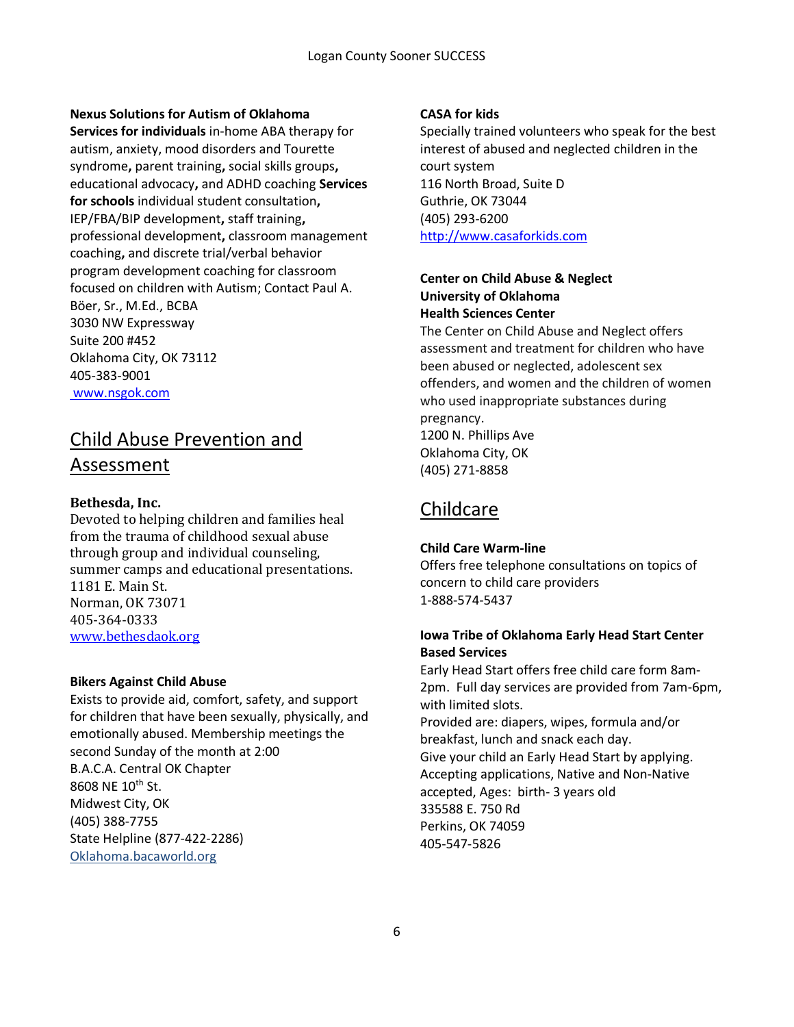**Nexus Solutions for Autism of Oklahoma**
**Services for individuals** in-home ABA therapy for autism, anxiety, mood disorders and Tourette syndrome**,** parent training**,** social skills groups**,** educational advocacy**,** and ADHD coaching **Services for schools** individual student consultation**,** IEP/FBA/BIP development**,** staff training**,** professional development**,** classroom management coaching**,** and discrete trial/verbal behavior program development coaching for classroom focused on children with Autism; Contact Paul A. Böer, Sr., M.Ed., BCBA
3030 NW Expressway
Suite 200 #452
Oklahoma City, OK 73112
405-383-9001
www.nsgok.com

## Child Abuse Prevention and Assessment

**Bethesda, Inc.**
Devoted to helping children and families heal from the trauma of childhood sexual abuse through group and individual counseling, summer camps and educational presentations.
1181 E. Main St.
Norman, OK 73071
405-364-0333
www.bethesdaok.org

**Bikers Against Child Abuse**
Exists to provide aid, comfort, safety, and support for children that have been sexually, physically, and emotionally abused. Membership meetings the second Sunday of the month at 2:00
B.A.C.A. Central OK Chapter
8608 NE 10th St.
Midwest City, OK
(405) 388-7755
State Helpline (877-422-2286)
Oklahoma.bacaworld.org

**CASA for kids**
Specially trained volunteers who speak for the best interest of abused and neglected children in the court system
116 North Broad, Suite D
Guthrie, OK 73044
(405) 293-6200
http://www.casaforkids.com

**Center on Child Abuse & Neglect**
**University of Oklahoma**
**Health Sciences Center**
The Center on Child Abuse and Neglect offers assessment and treatment for children who have been abused or neglected, adolescent sex offenders, and women and the children of women who used inappropriate substances during pregnancy.
1200 N. Phillips Ave
Oklahoma City, OK
(405) 271-8858

## Childcare

**Child Care Warm-line**
Offers free telephone consultations on topics of concern to child care providers
1-888-574-5437

**Iowa Tribe of Oklahoma Early Head Start Center Based Services**
Early Head Start offers free child care form 8am-2pm. Full day services are provided from 7am-6pm, with limited slots.
Provided are: diapers, wipes, formula and/or breakfast, lunch and snack each day.
Give your child an Early Head Start by applying.
Accepting applications, Native and Non-Native accepted, Ages: birth- 3 years old
335588 E. 750 Rd
Perkins, OK 74059
405-547-5826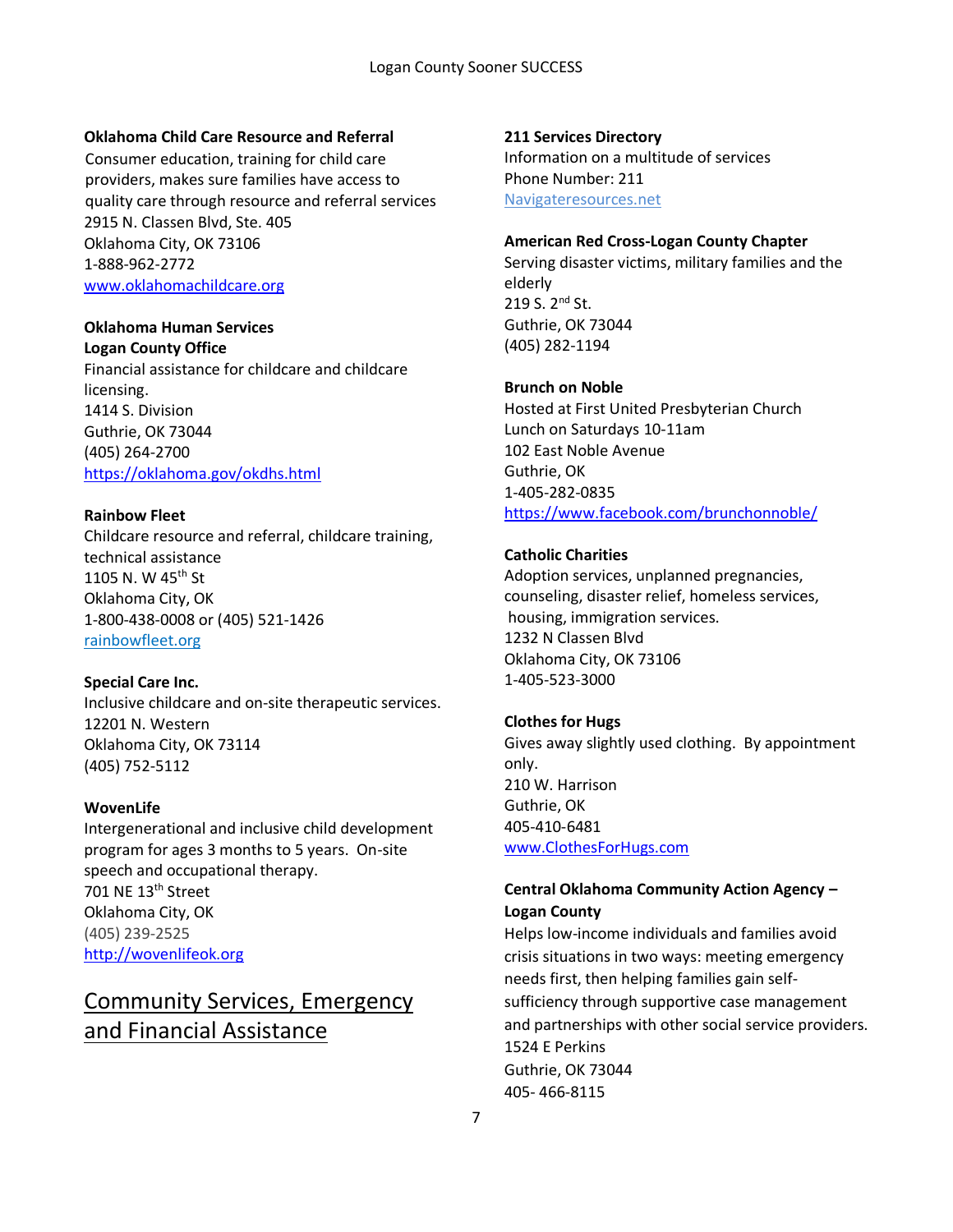**Oklahoma Child Care Resource and Referral**
Consumer education, training for child care providers, makes sure families have access to quality care through resource and referral services
2915 N. Classen Blvd, Ste. 405
Oklahoma City, OK 73106
1-888-962-2772
www.oklahomachildcare.org

**Oklahoma Human Services**
**Logan County Office**
Financial assistance for childcare and childcare licensing.
1414 S. Division
Guthrie, OK 73044
(405) 264-2700
https://oklahoma.gov/okdhs.html

**Rainbow Fleet**
Childcare resource and referral, childcare training, technical assistance
1105 N. W 45th St
Oklahoma City, OK
1-800-438-0008 or (405) 521-1426
rainbowfleet.org

**Special Care Inc.**
Inclusive childcare and on-site therapeutic services.
12201 N. Western
Oklahoma City, OK 73114
(405) 752-5112

**WovenLife**
Intergenerational and inclusive child development program for ages 3 months to 5 years. On-site speech and occupational therapy.
701 NE 13th Street
Oklahoma City, OK
(405) 239-2525
http://wovenlifeok.org

## Community Services, Emergency and Financial Assistance

**211 Services Directory**
Information on a multitude of services
Phone Number: 211
Navigateresources.net

**American Red Cross-Logan County Chapter**
Serving disaster victims, military families and the elderly
219 S. 2nd St.
Guthrie, OK 73044
(405) 282-1194

**Brunch on Noble**
Hosted at First United Presbyterian Church
Lunch on Saturdays 10-11am
102 East Noble Avenue
Guthrie, OK
1-405-282-0835
https://www.facebook.com/brunchonnoble/

**Catholic Charities**
Adoption services, unplanned pregnancies, counseling, disaster relief, homeless services, housing, immigration services.
1232 N Classen Blvd
Oklahoma City, OK 73106
1-405-523-3000

**Clothes for Hugs**
Gives away slightly used clothing. By appointment only.
210 W. Harrison
Guthrie, OK
405-410-6481
www.ClothesForHugs.com

**Central Oklahoma Community Action Agency – Logan County**
Helps low-income individuals and families avoid crisis situations in two ways: meeting emergency needs first, then helping families gain self-sufficiency through supportive case management and partnerships with other social service providers.
1524 E Perkins
Guthrie, OK 73044
405- 466-8115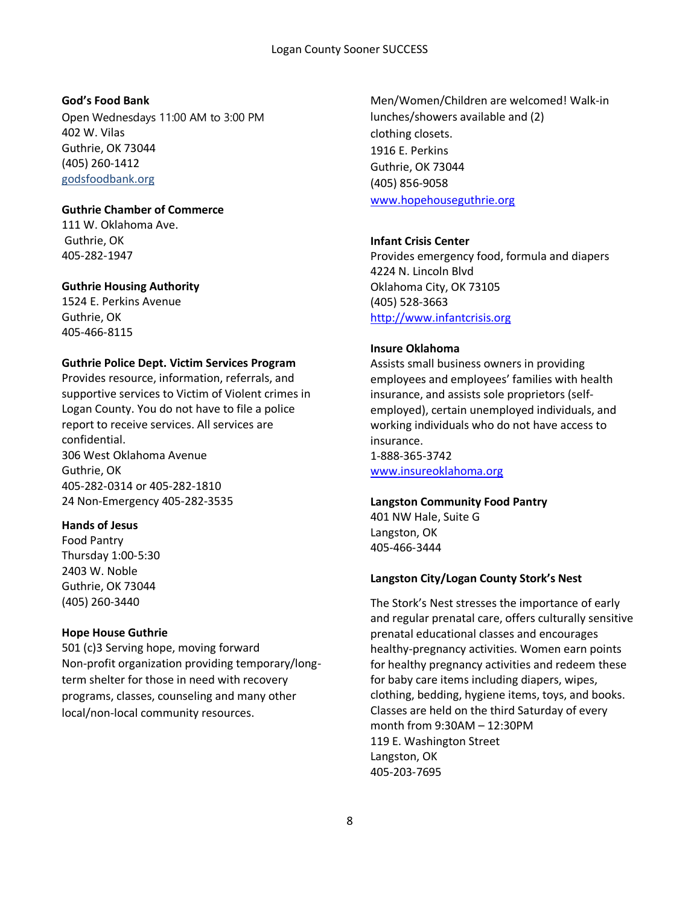**God's Food Bank**
Open Wednesdays 11:00 AM to 3:00 PM
402 W. Vilas
Guthrie, OK 73044
(405) 260-1412
godsfoodbank.org

**Guthrie Chamber of Commerce**
111 W. Oklahoma Ave.
Guthrie, OK
405-282-1947

**Guthrie Housing Authority**
1524 E. Perkins Avenue
Guthrie, OK
405-466-8115

**Guthrie Police Dept. Victim Services Program**
Provides resource, information, referrals, and supportive services to Victim of Violent crimes in Logan County. You do not have to file a police report to receive services. All services are confidential.
306 West Oklahoma Avenue
Guthrie, OK
405-282-0314 or 405-282-1810
24 Non-Emergency 405-282-3535

**Hands of Jesus**
Food Pantry
Thursday 1:00-5:30
2403 W. Noble
Guthrie, OK 73044
(405) 260-3440

**Hope House Guthrie**
501 (c)3 Serving hope, moving forward
Non-profit organization providing temporary/long-term shelter for those in need with recovery programs, classes, counseling and many other local/non-local community resources.
Men/Women/Children are welcomed! Walk-in lunches/showers available and (2) clothing closets.
1916 E. Perkins
Guthrie, OK 73044
(405) 856-9058
www.hopehouseguthrie.org

**Infant Crisis Center**
Provides emergency food, formula and diapers
4224 N. Lincoln Blvd
Oklahoma City, OK 73105
(405) 528-3663
http://www.infantcrisis.org

**Insure Oklahoma**
Assists small business owners in providing employees and employees' families with health insurance, and assists sole proprietors (self-employed), certain unemployed individuals, and working individuals who do not have access to insurance.
1-888-365-3742
www.insureoklahoma.org

**Langston Community Food Pantry**
401 NW Hale, Suite G
Langston, OK
405-466-3444

**Langston City/Logan County Stork's Nest**

The Stork's Nest stresses the importance of early and regular prenatal care, offers culturally sensitive prenatal educational classes and encourages healthy-pregnancy activities. Women earn points for healthy pregnancy activities and redeem these for baby care items including diapers, wipes, clothing, bedding, hygiene items, toys, and books. Classes are held on the third Saturday of every month from 9:30AM – 12:30PM
119 E. Washington Street
Langston, OK
405-203-7695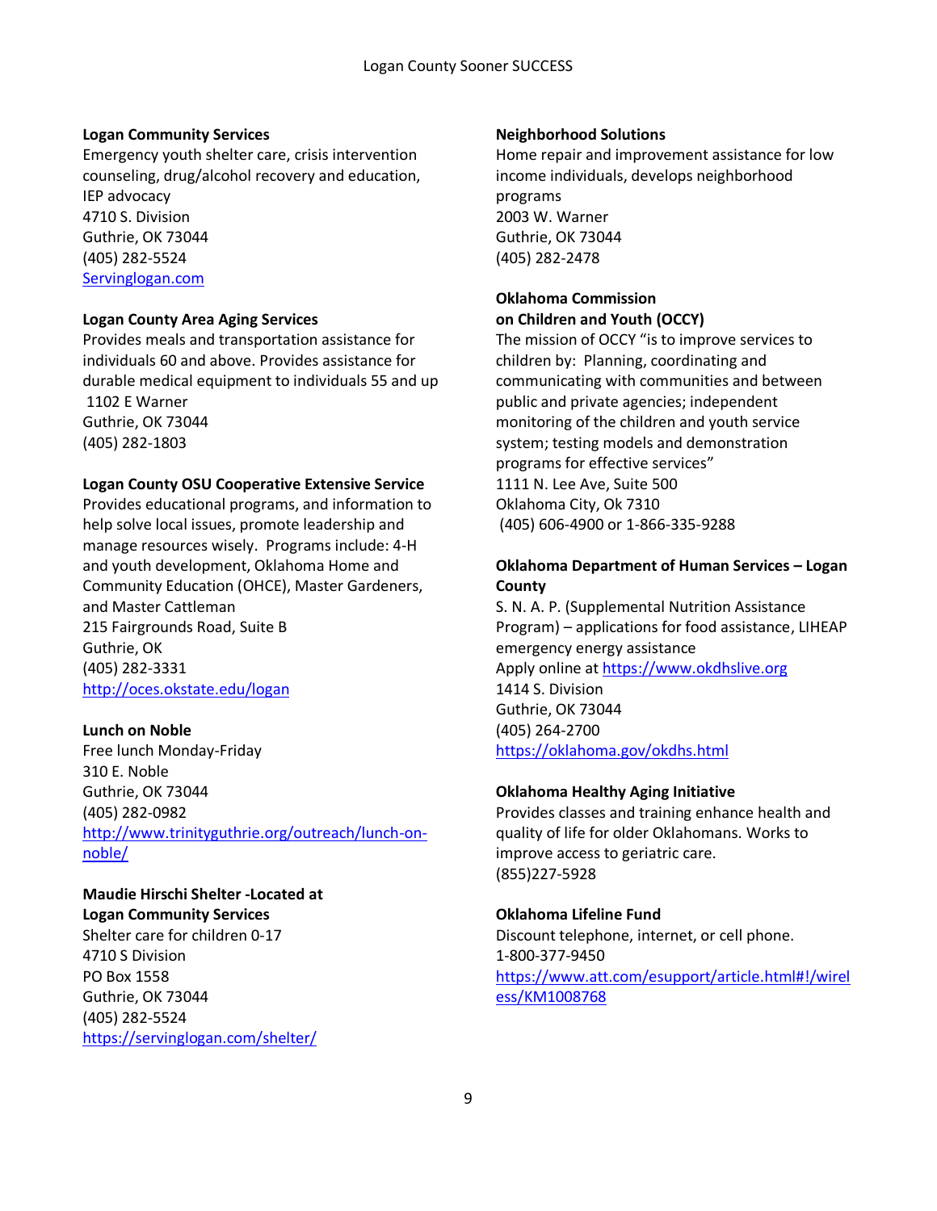**Logan Community Services**
Emergency youth shelter care, crisis intervention counseling, drug/alcohol recovery and education, IEP advocacy
4710 S. Division
Guthrie, OK 73044
(405) 282-5524
Servinglogan.com

**Logan County Area Aging Services**
Provides meals and transportation assistance for individuals 60 and above. Provides assistance for durable medical equipment to individuals 55 and up
1102 E Warner
Guthrie, OK 73044
(405) 282-1803

**Logan County OSU Cooperative Extensive Service**
Provides educational programs, and information to help solve local issues, promote leadership and manage resources wisely. Programs include: 4-H and youth development, Oklahoma Home and Community Education (OHCE), Master Gardeners, and Master Cattleman
215 Fairgrounds Road, Suite B
Guthrie, OK
(405) 282-3331
http://oces.okstate.edu/logan

**Lunch on Noble**
Free lunch Monday-Friday
310 E. Noble
Guthrie, OK 73044
(405) 282-0982
http://www.trinityguthrie.org/outreach/lunch-on-noble/

**Maudie Hirschi Shelter -Located at Logan Community Services**
Shelter care for children 0-17
4710 S Division
PO Box 1558
Guthrie, OK 73044
(405) 282-5524
https://servinglogan.com/shelter/

**Neighborhood Solutions**
Home repair and improvement assistance for low income individuals, develops neighborhood programs
2003 W. Warner
Guthrie, OK 73044
(405) 282-2478

**Oklahoma Commission on Children and Youth (OCCY)**
The mission of OCCY "is to improve services to children by: Planning, coordinating and communicating with communities and between public and private agencies; independent monitoring of the children and youth service system; testing models and demonstration programs for effective services"
1111 N. Lee Ave, Suite 500
Oklahoma City, Ok 7310
(405) 606-4900 or 1-866-335-9288

**Oklahoma Department of Human Services – Logan County**
S. N. A. P. (Supplemental Nutrition Assistance Program) – applications for food assistance, LIHEAP emergency energy assistance
Apply online at https://www.okdhslive.org
1414 S. Division
Guthrie, OK 73044
(405) 264-2700
https://oklahoma.gov/okdhs.html

**Oklahoma Healthy Aging Initiative**
Provides classes and training enhance health and quality of life for older Oklahomans. Works to improve access to geriatric care.
(855)227-5928

**Oklahoma Lifeline Fund**
Discount telephone, internet, or cell phone.
1-800-377-9450
https://www.att.com/esupport/article.html#!/wireless/KM1008768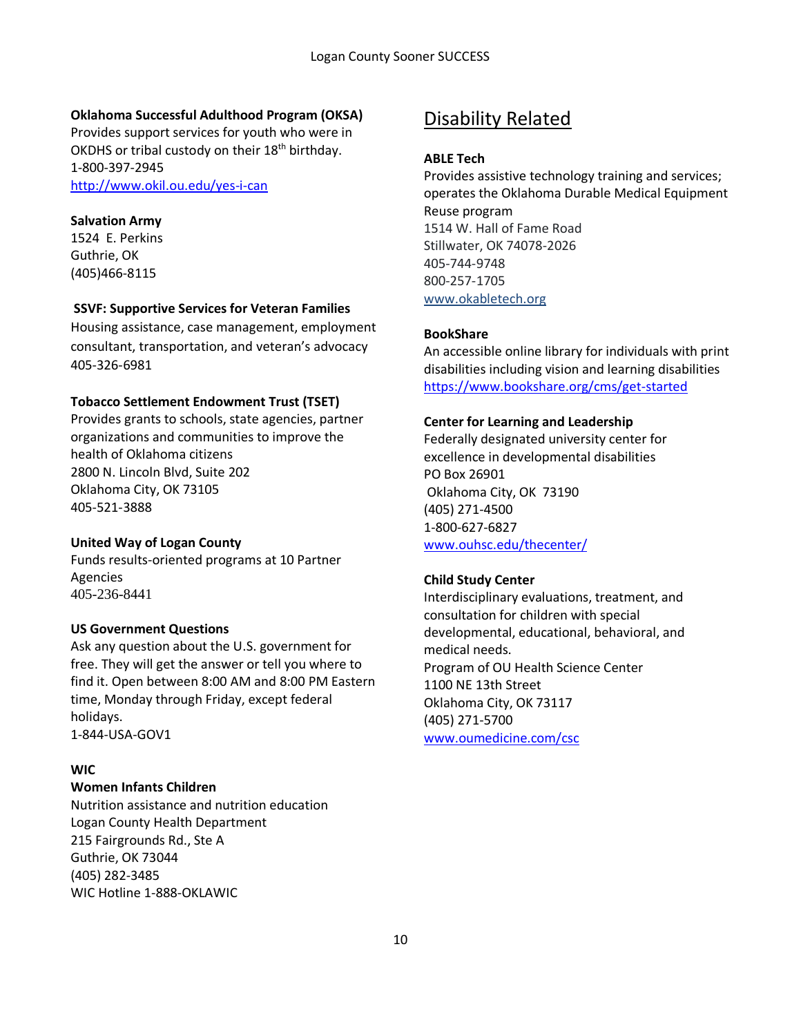**Oklahoma Successful Adulthood Program (OKSA)**
Provides support services for youth who were in OKDHS or tribal custody on their 18th birthday.
1-800-397-2945
http://www.okil.ou.edu/yes-i-can

**Salvation Army**
1524 E. Perkins
Guthrie, OK
(405)466-8115

**SSVF: Supportive Services for Veteran Families**
Housing assistance, case management, employment consultant, transportation, and veteran's advocacy
405-326-6981

**Tobacco Settlement Endowment Trust (TSET)**
Provides grants to schools, state agencies, partner organizations and communities to improve the health of Oklahoma citizens
2800 N. Lincoln Blvd, Suite 202
Oklahoma City, OK 73105
405-521-3888

**United Way of Logan County**
Funds results-oriented programs at 10 Partner Agencies
405-236-8441

**US Government Questions**
Ask any question about the U.S. government for free. They will get the answer or tell you where to find it. Open between 8:00 AM and 8:00 PM Eastern time, Monday through Friday, except federal holidays.
1-844-USA-GOV1

**WIC**
**Women Infants Children**
Nutrition assistance and nutrition education
Logan County Health Department
215 Fairgrounds Rd., Ste A
Guthrie, OK 73044
(405) 282-3485
WIC Hotline 1-888-OKLAWIC

## Disability Related

**ABLE Tech**
Provides assistive technology training and services; operates the Oklahoma Durable Medical Equipment Reuse program
1514 W. Hall of Fame Road
Stillwater, OK 74078-2026
405-744-9748
800-257-1705
www.okabletech.org

**BookShare**
An accessible online library for individuals with print disabilities including vision and learning disabilities
https://www.bookshare.org/cms/get-started

**Center for Learning and Leadership**
Federally designated university center for excellence in developmental disabilities
PO Box 26901
Oklahoma City, OK 73190
(405) 271-4500
1-800-627-6827
www.ouhsc.edu/thecenter/

**Child Study Center**
Interdisciplinary evaluations, treatment, and consultation for children with special developmental, educational, behavioral, and medical needs.
Program of OU Health Science Center
1100 NE 13th Street
Oklahoma City, OK 73117
(405) 271-5700
www.oumedicine.com/csc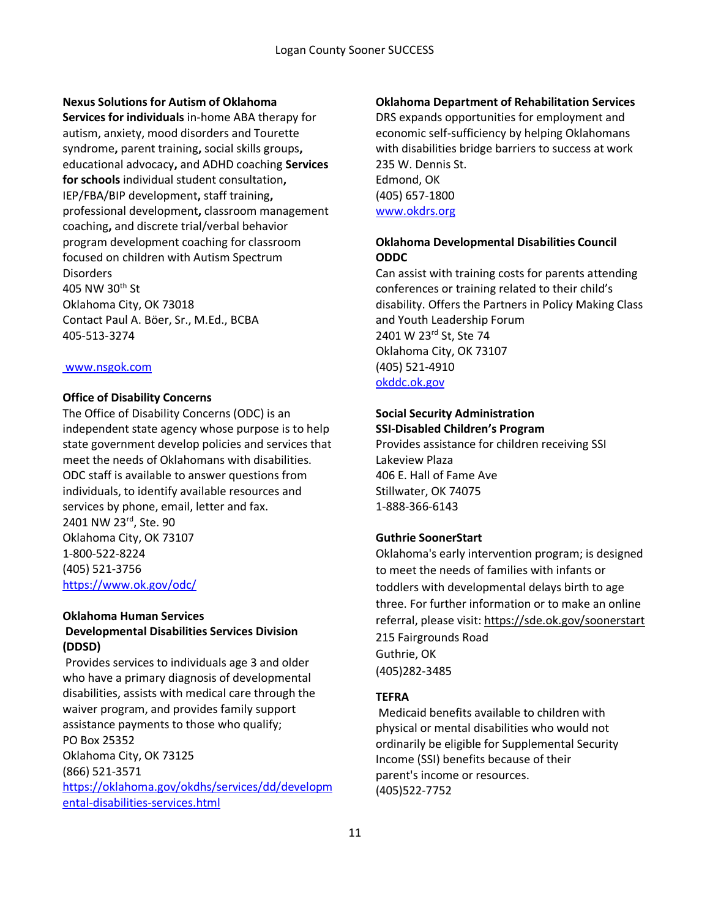**Nexus Solutions for Autism of Oklahoma**

**Services for individuals** in-home ABA therapy for autism, anxiety, mood disorders and Tourette syndrome**,** parent training**,** social skills groups**,** educational advocacy**,** and ADHD coaching **Services for schools** individual student consultation**,** IEP/FBA/BIP development**,** staff training**,** professional development**,** classroom management coaching**,** and discrete trial/verbal behavior program development coaching for classroom focused on children with Autism Spectrum Disorders
405 NW 30th St
Oklahoma City, OK 73018
Contact Paul A. Böer, Sr., M.Ed., BCBA
405-513-3274

www.nsgok.com

**Office of Disability Concerns**

The Office of Disability Concerns (ODC) is an independent state agency whose purpose is to help state government develop policies and services that meet the needs of Oklahomans with disabilities. ODC staff is available to answer questions from individuals, to identify available resources and services by phone, email, letter and fax.
2401 NW 23rd, Ste. 90
Oklahoma City, OK 73107
1-800-522-8224
(405) 521-3756
https://www.ok.gov/odc/

**Oklahoma Human Services**
**Developmental Disabilities Services Division (DDSD)**

Provides services to individuals age 3 and older who have a primary diagnosis of developmental disabilities, assists with medical care through the waiver program, and provides family support assistance payments to those who qualify;
PO Box 25352
Oklahoma City, OK 73125
(866) 521-3571
https://oklahoma.gov/okdhs/services/dd/developmental-disabilities-services.html

**Oklahoma Department of Rehabilitation Services**

DRS expands opportunities for employment and economic self-sufficiency by helping Oklahomans with disabilities bridge barriers to success at work
235 W. Dennis St.
Edmond, OK
(405) 657-1800
www.okdrs.org

**Oklahoma Developmental Disabilities Council ODDC**

Can assist with training costs for parents attending conferences or training related to their child's disability. Offers the Partners in Policy Making Class and Youth Leadership Forum
2401 W 23rd St, Ste 74
Oklahoma City, OK 73107
(405) 521-4910
okddc.ok.gov

**Social Security Administration**
**SSI-Disabled Children's Program**

Provides assistance for children receiving SSI
Lakeview Plaza
406 E. Hall of Fame Ave
Stillwater, OK 74075
1-888-366-6143

**Guthrie SoonerStart**

Oklahoma's early intervention program; is designed to meet the needs of families with infants or toddlers with developmental delays birth to age three. For further information or to make an online referral, please visit: https://sde.ok.gov/soonerstart
215 Fairgrounds Road
Guthrie, OK
(405)282-3485

**TEFRA**

Medicaid benefits available to children with physical or mental disabilities who would not ordinarily be eligible for Supplemental Security Income (SSI) benefits because of their parent's income or resources.
(405)522-7752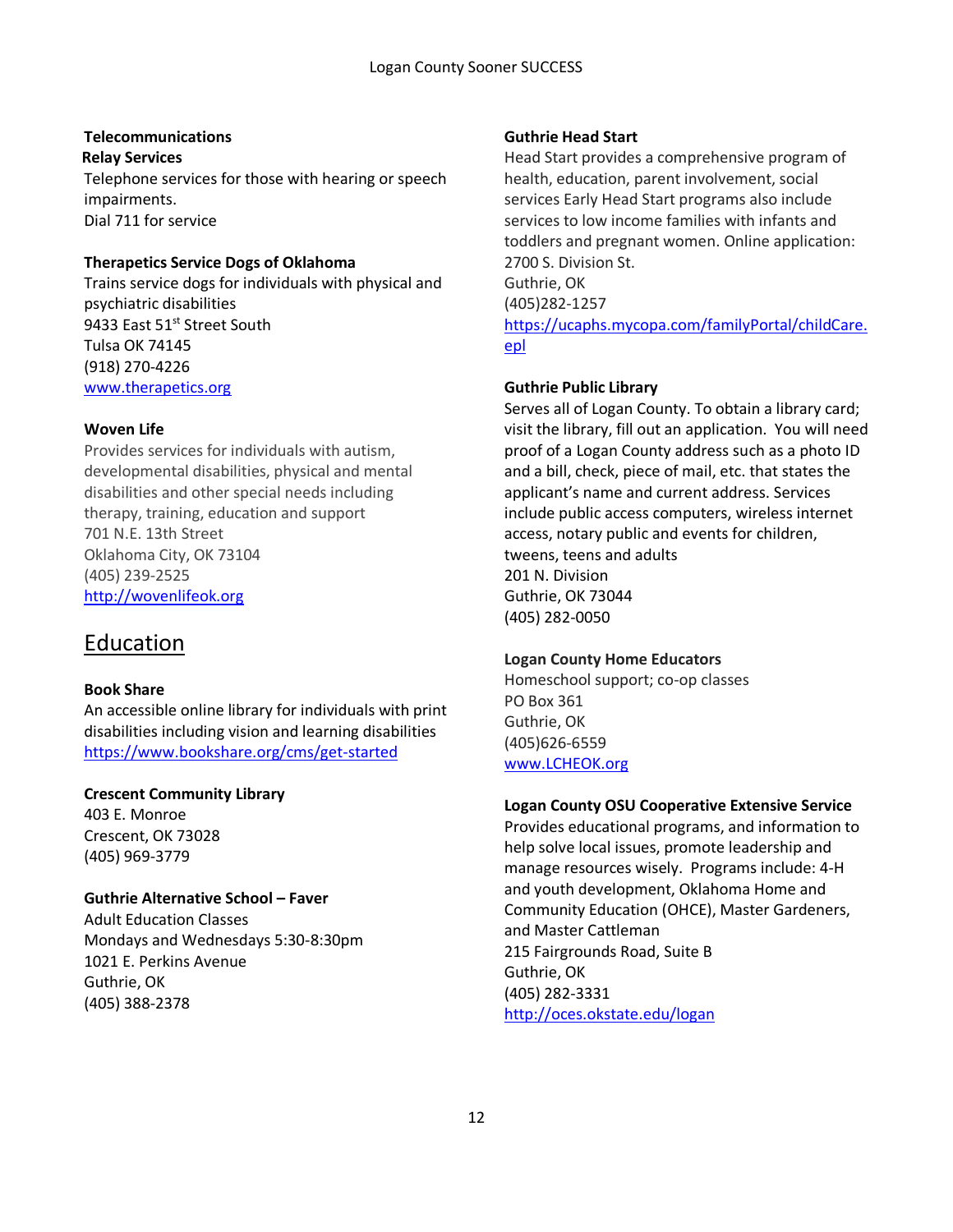**Telecommunications Relay Services**
Telephone services for those with hearing or speech impairments.
Dial 711 for service

**Therapetics Service Dogs of Oklahoma**
Trains service dogs for individuals with physical and psychiatric disabilities
9433 East 51st Street South
Tulsa OK 74145
(918) 270-4226
www.therapetics.org

**Woven Life**
Provides services for individuals with autism, developmental disabilities, physical and mental disabilities and other special needs including therapy, training, education and support
701 N.E. 13th Street
Oklahoma City, OK 73104
(405) 239-2525
http://wovenlifeok.org

## Education

**Book Share**
An accessible online library for individuals with print disabilities including vision and learning disabilities
https://www.bookshare.org/cms/get-started

**Crescent Community Library**
403 E. Monroe
Crescent, OK 73028
(405) 969-3779

**Guthrie Alternative School – Faver**
Adult Education Classes
Mondays and Wednesdays 5:30-8:30pm
1021 E. Perkins Avenue
Guthrie, OK
(405) 388-2378

**Guthrie Head Start**
Head Start provides a comprehensive program of health, education, parent involvement, social services Early Head Start programs also include services to low income families with infants and toddlers and pregnant women. Online application:
2700 S. Division St.
Guthrie, OK
(405)282-1257
https://ucaphs.mycopa.com/familyPortal/childCare.epl

**Guthrie Public Library**
Serves all of Logan County. To obtain a library card; visit the library, fill out an application. You will need proof of a Logan County address such as a photo ID and a bill, check, piece of mail, etc. that states the applicant's name and current address. Services include public access computers, wireless internet access, notary public and events for children, tweens, teens and adults
201 N. Division
Guthrie, OK 73044
(405) 282-0050

**Logan County Home Educators**
Homeschool support; co-op classes
PO Box 361
Guthrie, OK
(405)626-6559
www.LCHEOK.org

**Logan County OSU Cooperative Extensive Service**
Provides educational programs, and information to help solve local issues, promote leadership and manage resources wisely. Programs include: 4-H and youth development, Oklahoma Home and Community Education (OHCE), Master Gardeners, and Master Cattleman
215 Fairgrounds Road, Suite B
Guthrie, OK
(405) 282-3331
http://oces.okstate.edu/logan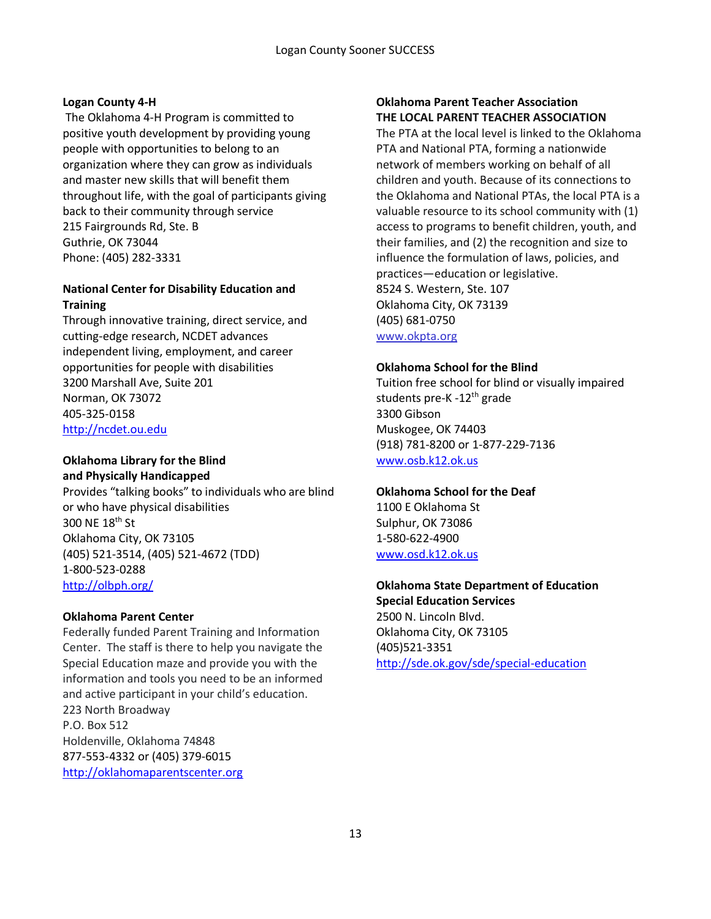**Logan County 4-H**

The Oklahoma 4-H Program is committed to positive youth development by providing young people with opportunities to belong to an organization where they can grow as individuals and master new skills that will benefit them throughout life, with the goal of participants giving back to their community through service
215 Fairgrounds Rd, Ste. B
Guthrie, OK 73044
Phone: (405) 282-3331

**National Center for Disability Education and Training**

Through innovative training, direct service, and cutting-edge research, NCDET advances independent living, employment, and career opportunities for people with disabilities
3200 Marshall Ave, Suite 201
Norman, OK 73072
405-325-0158
http://ncdet.ou.edu

**Oklahoma Library for the Blind and Physically Handicapped**

Provides "talking books" to individuals who are blind or who have physical disabilities
300 NE 18th St
Oklahoma City, OK 73105
(405) 521-3514, (405) 521-4672 (TDD)
1-800-523-0288
http://olbph.org/

**Oklahoma Parent Center**

Federally funded Parent Training and Information Center. The staff is there to help you navigate the Special Education maze and provide you with the information and tools you need to be an informed and active participant in your child's education.
223 North Broadway
P.O. Box 512
Holdenville, Oklahoma 74848
877-553-4332 or (405) 379-6015
http://oklahomaparentscenter.org

**Oklahoma Parent Teacher Association**
**THE LOCAL PARENT TEACHER ASSOCIATION**

The PTA at the local level is linked to the Oklahoma PTA and National PTA, forming a nationwide network of members working on behalf of all children and youth. Because of its connections to the Oklahoma and National PTAs, the local PTA is a valuable resource to its school community with (1) access to programs to benefit children, youth, and their families, and (2) the recognition and size to influence the formulation of laws, policies, and practices—education or legislative.
8524 S. Western, Ste. 107
Oklahoma City, OK 73139
(405) 681-0750
www.okpta.org

**Oklahoma School for the Blind**

Tuition free school for blind or visually impaired students pre-K -12th grade
3300 Gibson
Muskogee, OK 74403
(918) 781-8200 or 1-877-229-7136
www.osb.k12.ok.us

**Oklahoma School for the Deaf**

1100 E Oklahoma St
Sulphur, OK 73086
1-580-622-4900
www.osd.k12.ok.us

**Oklahoma State Department of Education**
**Special Education Services**

2500 N. Lincoln Blvd.
Oklahoma City, OK 73105
(405)521-3351
http://sde.ok.gov/sde/special-education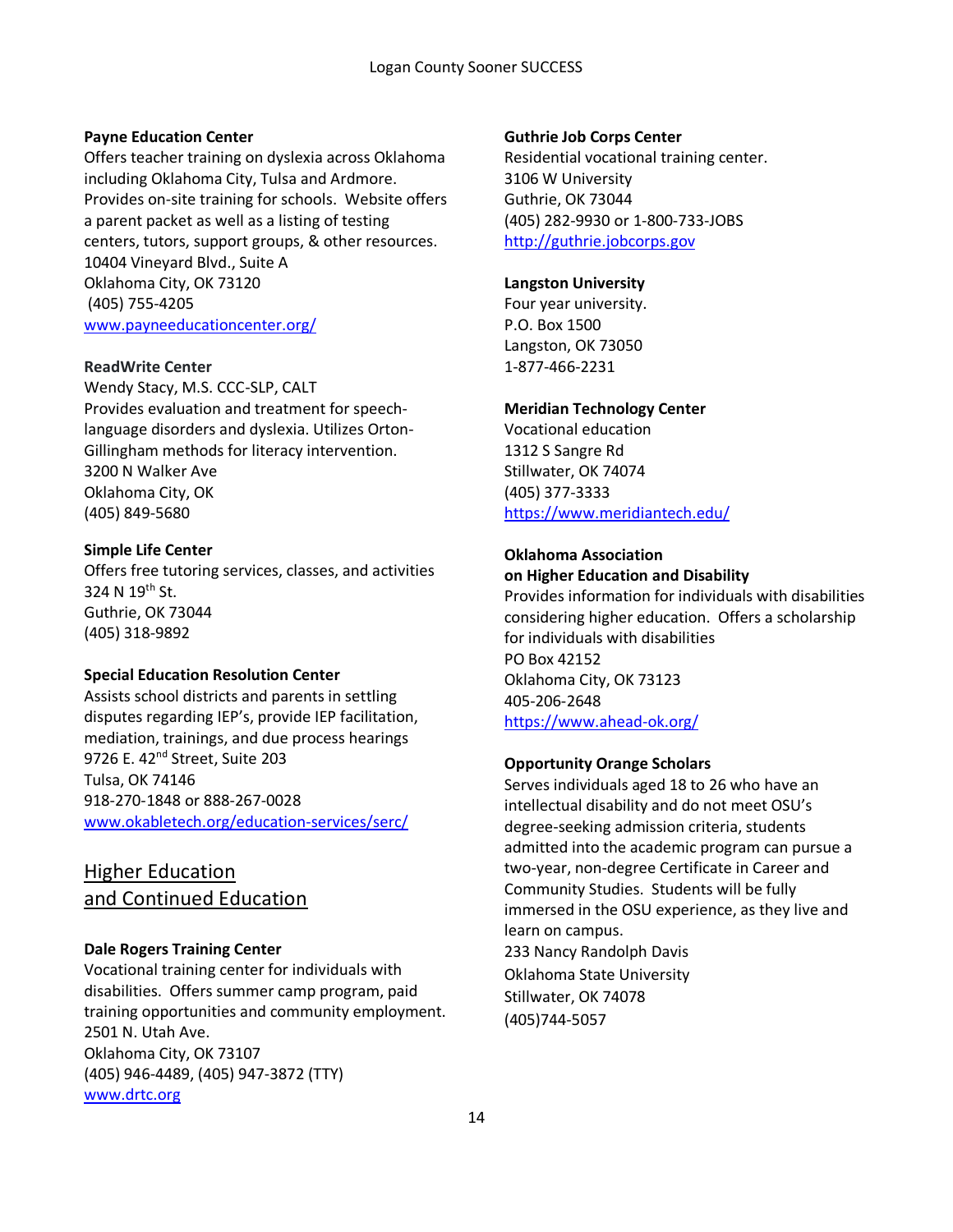**Payne Education Center**
Offers teacher training on dyslexia across Oklahoma including Oklahoma City, Tulsa and Ardmore. Provides on-site training for schools. Website offers a parent packet as well as a listing of testing centers, tutors, support groups, & other resources.
10404 Vineyard Blvd., Suite A
Oklahoma City, OK 73120
(405) 755-4205
www.payneeducationcenter.org/

**ReadWrite Center**
Wendy Stacy, M.S. CCC-SLP, CALT
Provides evaluation and treatment for speech-language disorders and dyslexia. Utilizes Orton-Gillingham methods for literacy intervention.
3200 N Walker Ave
Oklahoma City, OK
(405) 849-5680

**Simple Life Center**
Offers free tutoring services, classes, and activities
324 N 19th St.
Guthrie, OK 73044
(405) 318-9892

**Special Education Resolution Center**
Assists school districts and parents in settling disputes regarding IEP's, provide IEP facilitation, mediation, trainings, and due process hearings
9726 E. 42nd Street, Suite 203
Tulsa, OK 74146
918-270-1848 or 888-267-0028
www.okabletech.org/education-services/serc/

## Higher Education and Continued Education

**Dale Rogers Training Center**
Vocational training center for individuals with disabilities. Offers summer camp program, paid training opportunities and community employment.
2501 N. Utah Ave.
Oklahoma City, OK 73107
(405) 946-4489, (405) 947-3872 (TTY)
www.drtc.org

**Guthrie Job Corps Center**
Residential vocational training center.
3106 W University
Guthrie, OK 73044
(405) 282-9930 or 1-800-733-JOBS
http://guthrie.jobcorps.gov

**Langston University**
Four year university.
P.O. Box 1500
Langston, OK 73050
1-877-466-2231

**Meridian Technology Center**
Vocational education
1312 S Sangre Rd
Stillwater, OK 74074
(405) 377-3333
https://www.meridiantech.edu/

**Oklahoma Association on Higher Education and Disability**
Provides information for individuals with disabilities considering higher education. Offers a scholarship for individuals with disabilities
PO Box 42152
Oklahoma City, OK 73123
405-206-2648
https://www.ahead-ok.org/

**Opportunity Orange Scholars**
Serves individuals aged 18 to 26 who have an intellectual disability and do not meet OSU's degree-seeking admission criteria, students admitted into the academic program can pursue a two-year, non-degree Certificate in Career and Community Studies. Students will be fully immersed in the OSU experience, as they live and learn on campus.
233 Nancy Randolph Davis
Oklahoma State University
Stillwater, OK 74078
(405)744-5057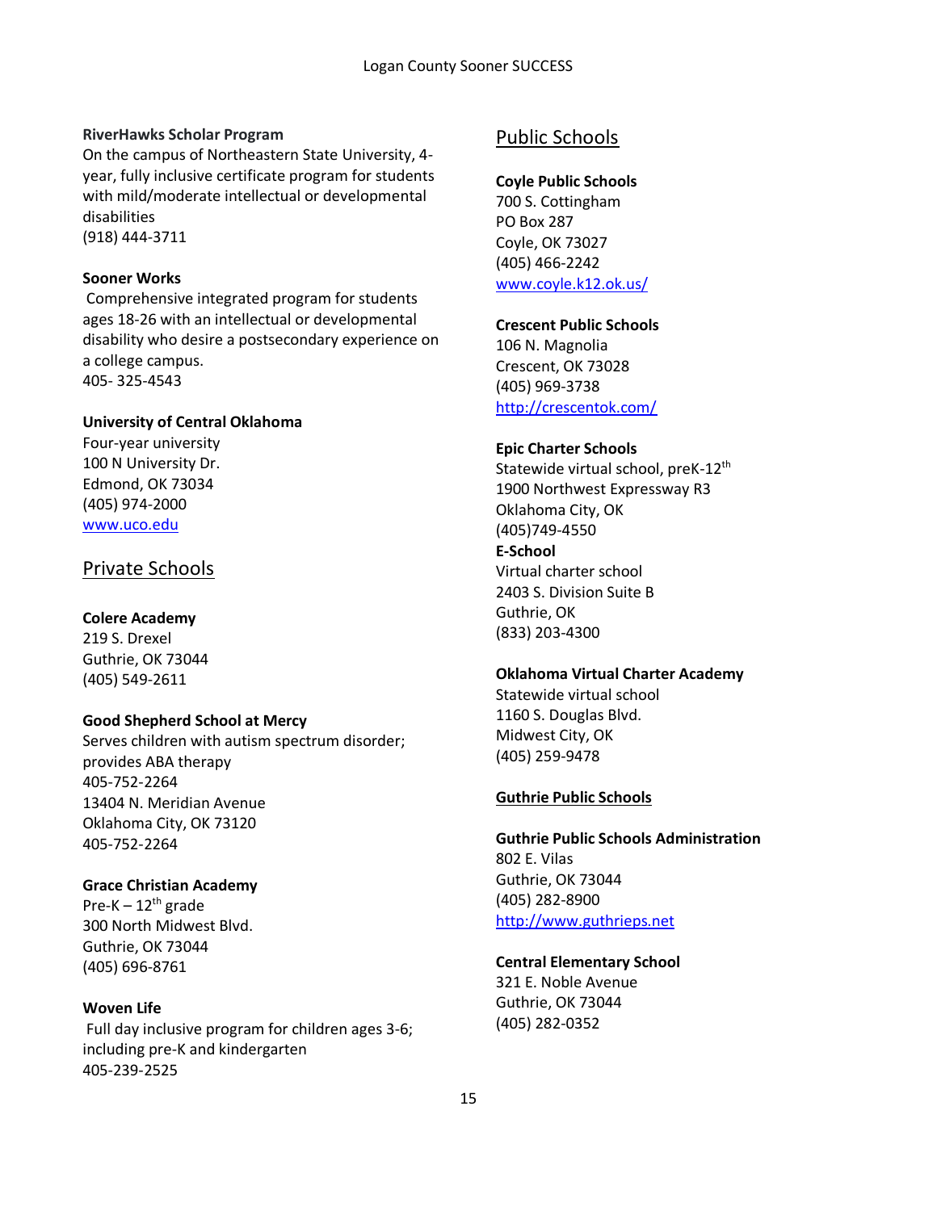**RiverHawks Scholar Program**
On the campus of Northeastern State University, 4-year, fully inclusive certificate program for students with mild/moderate intellectual or developmental disabilities
(918) 444-3711

**Sooner Works**
Comprehensive integrated program for students ages 18-26 with an intellectual or developmental disability who desire a postsecondary experience on a college campus.
405- 325-4543

**University of Central Oklahoma**
Four-year university
100 N University Dr.
Edmond, OK 73034
(405) 974-2000
www.uco.edu

## Private Schools

**Colere Academy**
219 S. Drexel
Guthrie, OK 73044
(405) 549-2611

**Good Shepherd School at Mercy**
Serves children with autism spectrum disorder; provides ABA therapy
405-752-2264
13404 N. Meridian Avenue
Oklahoma City, OK 73120
405-752-2264

**Grace Christian Academy**
Pre-K – 12th grade
300 North Midwest Blvd.
Guthrie, OK 73044
(405) 696-8761

**Woven Life**
Full day inclusive program for children ages 3-6; including pre-K and kindergarten
405-239-2525

## Public Schools

**Coyle Public Schools**
700 S. Cottingham
PO Box 287
Coyle, OK 73027
(405) 466-2242
www.coyle.k12.ok.us/

**Crescent Public Schools**
106 N. Magnolia
Crescent, OK 73028
(405) 969-3738
http://crescentok.com/

**Epic Charter Schools**
Statewide virtual school, preK-12th
1900 Northwest Expressway R3
Oklahoma City, OK
(405)749-4550

**E-School**
Virtual charter school
2403 S. Division Suite B
Guthrie, OK
(833) 203-4300

**Oklahoma Virtual Charter Academy**
Statewide virtual school
1160 S. Douglas Blvd.
Midwest City, OK
(405) 259-9478

### Guthrie Public Schools

**Guthrie Public Schools Administration**
802 E. Vilas
Guthrie, OK 73044
(405) 282-8900
http://www.guthrieps.net

**Central Elementary School**
321 E. Noble Avenue
Guthrie, OK 73044
(405) 282-0352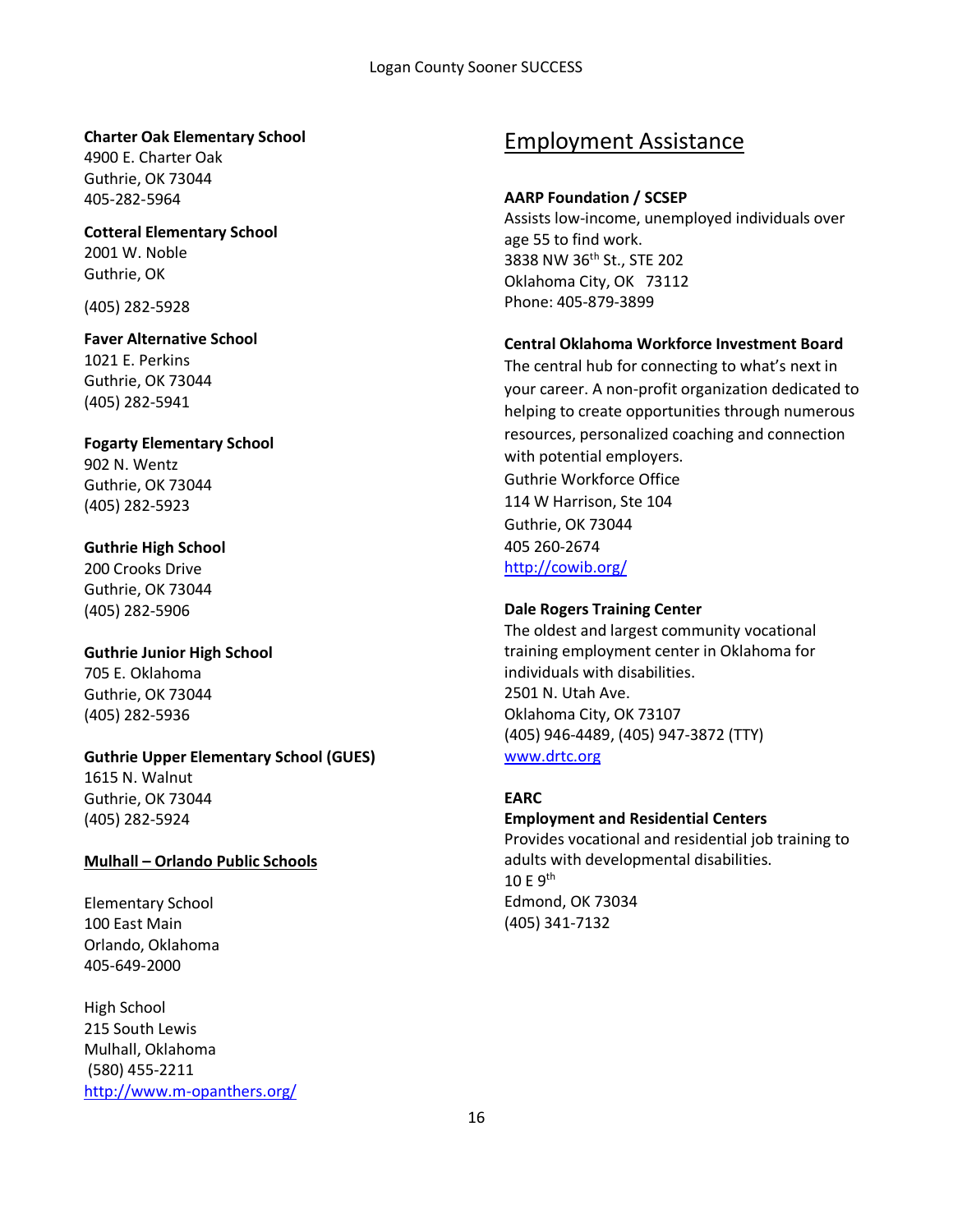**Charter Oak Elementary School**
4900 E. Charter Oak
Guthrie, OK 73044
405-282-5964

**Cotteral Elementary School**
2001 W. Noble
Guthrie, OK

(405) 282-5928

**Faver Alternative School**
1021 E. Perkins
Guthrie, OK 73044
(405) 282-5941

**Fogarty Elementary School**
902 N. Wentz
Guthrie, OK 73044
(405) 282-5923

**Guthrie High School**
200 Crooks Drive
Guthrie, OK 73044
(405) 282-5906

**Guthrie Junior High School**
705 E. Oklahoma
Guthrie, OK 73044
(405) 282-5936

**Guthrie Upper Elementary School (GUES)**
1615 N. Walnut
Guthrie, OK 73044
(405) 282-5924

**Mulhall – Orlando Public Schools**

Elementary School
100 East Main
Orlando, Oklahoma
405-649-2000

High School
215 South Lewis
Mulhall, Oklahoma
(580) 455-2211
http://www.m-opanthers.org/

## Employment Assistance

**AARP Foundation / SCSEP**
Assists low-income, unemployed individuals over age 55 to find work.
3838 NW 36th St., STE 202
Oklahoma City, OK 73112
Phone: 405-879-3899

**Central Oklahoma Workforce Investment Board**
The central hub for connecting to what's next in your career. A non-profit organization dedicated to helping to create opportunities through numerous resources, personalized coaching and connection with potential employers.
Guthrie Workforce Office
114 W Harrison, Ste 104
Guthrie, OK 73044
405 260-2674
http://cowib.org/

**Dale Rogers Training Center**
The oldest and largest community vocational training employment center in Oklahoma for individuals with disabilities.
2501 N. Utah Ave.
Oklahoma City, OK 73107
(405) 946-4489, (405) 947-3872 (TTY)
www.drtc.org

**EARC**
**Employment and Residential Centers**
Provides vocational and residential job training to adults with developmental disabilities.
10 E 9th
Edmond, OK 73034
(405) 341-7132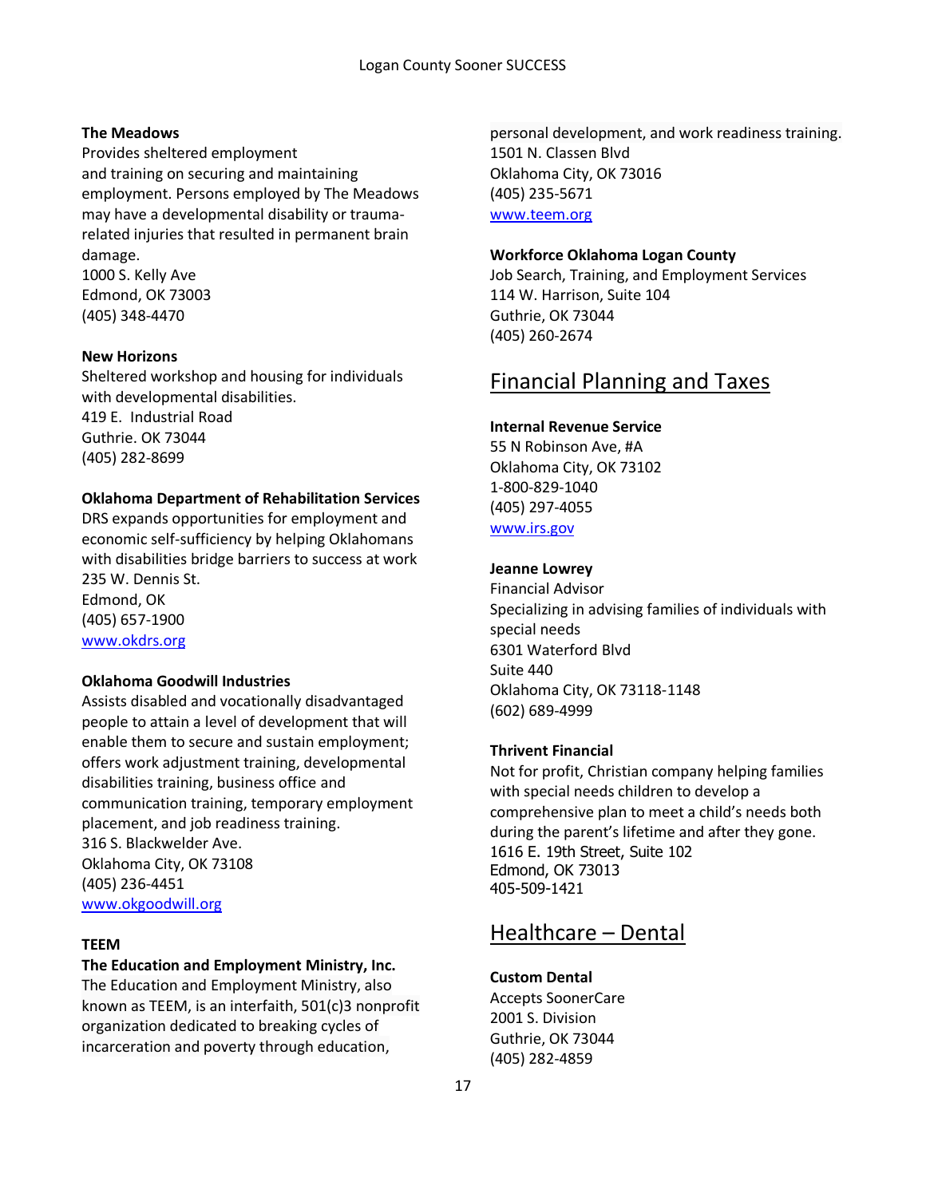**The Meadows**
Provides sheltered employment and training on securing and maintaining employment. Persons employed by The Meadows may have a developmental disability or trauma-related injuries that resulted in permanent brain damage.
1000 S. Kelly Ave
Edmond, OK 73003
(405) 348-4470

**New Horizons**
Sheltered workshop and housing for individuals with developmental disabilities.
419 E. Industrial Road
Guthrie. OK 73044
(405) 282-8699

**Oklahoma Department of Rehabilitation Services**
DRS expands opportunities for employment and economic self-sufficiency by helping Oklahomans with disabilities bridge barriers to success at work
235 W. Dennis St.
Edmond, OK
(405) 657-1900
www.okdrs.org

**Oklahoma Goodwill Industries**
Assists disabled and vocationally disadvantaged people to attain a level of development that will enable them to secure and sustain employment; offers work adjustment training, developmental disabilities training, business office and communication training, temporary employment placement, and job readiness training.
316 S. Blackwelder Ave.
Oklahoma City, OK 73108
(405) 236-4451
www.okgoodwill.org

**TEEM**
**The Education and Employment Ministry, Inc.**
The Education and Employment Ministry, also known as TEEM, is an interfaith, 501(c)3 nonprofit organization dedicated to breaking cycles of incarceration and poverty through education, personal development, and work readiness training.
1501 N. Classen Blvd
Oklahoma City, OK 73016
(405) 235-5671
www.teem.org

**Workforce Oklahoma Logan County**
Job Search, Training, and Employment Services
114 W. Harrison, Suite 104
Guthrie, OK 73044
(405) 260-2674

## Financial Planning and Taxes

**Internal Revenue Service**
55 N Robinson Ave, #A
Oklahoma City, OK 73102
1-800-829-1040
(405) 297-4055
www.irs.gov

**Jeanne Lowrey**
Financial Advisor
Specializing in advising families of individuals with special needs
6301 Waterford Blvd
Suite 440
Oklahoma City, OK 73118-1148
(602) 689-4999

**Thrivent Financial**
Not for profit, Christian company helping families with special needs children to develop a comprehensive plan to meet a child's needs both during the parent's lifetime and after they gone.
1616 E. 19th Street, Suite 102
Edmond, OK 73013
405-509-1421

## Healthcare – Dental

**Custom Dental**
Accepts SoonerCare
2001 S. Division
Guthrie, OK 73044
(405) 282-4859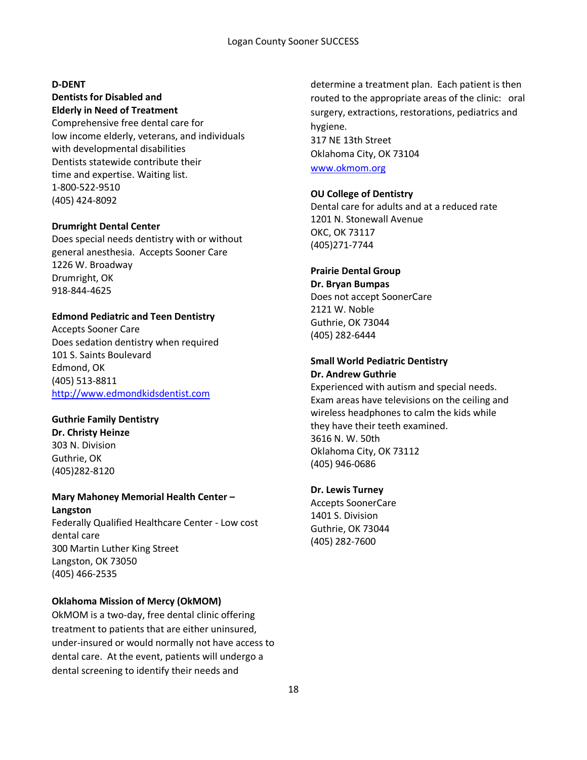**D-DENT**
**Dentists for Disabled and Elderly in Need of Treatment**
Comprehensive free dental care for low income elderly, veterans, and individuals with developmental disabilities
Dentists statewide contribute their time and expertise. Waiting list.
1-800-522-9510
(405) 424-8092

**Drumright Dental Center**
Does special needs dentistry with or without general anesthesia. Accepts Sooner Care
1226 W. Broadway
Drumright, OK
918-844-4625

**Edmond Pediatric and Teen Dentistry**
Accepts Sooner Care
Does sedation dentistry when required
101 S. Saints Boulevard
Edmond, OK
(405) 513-8811
http://www.edmondkidsdentist.com

**Guthrie Family Dentistry**
**Dr. Christy Heinze**
303 N. Division
Guthrie, OK
(405)282-8120

**Mary Mahoney Memorial Health Center – Langston**
Federally Qualified Healthcare Center - Low cost dental care
300 Martin Luther King Street
Langston, OK 73050
(405) 466-2535

**Oklahoma Mission of Mercy (OkMOM)**
OkMOM is a two-day, free dental clinic offering treatment to patients that are either uninsured, under-insured or would normally not have access to dental care. At the event, patients will undergo a dental screening to identify their needs and determine a treatment plan. Each patient is then routed to the appropriate areas of the clinic: oral surgery, extractions, restorations, pediatrics and hygiene.
317 NE 13th Street
Oklahoma City, OK 73104
www.okmom.org

**OU College of Dentistry**
Dental care for adults and at a reduced rate
1201 N. Stonewall Avenue
OKC, OK 73117
(405)271-7744

**Prairie Dental Group**
**Dr. Bryan Bumpas**
Does not accept SoonerCare
2121 W. Noble
Guthrie, OK 73044
(405) 282-6444

**Small World Pediatric Dentistry**
**Dr. Andrew Guthrie**
Experienced with autism and special needs. Exam areas have televisions on the ceiling and wireless headphones to calm the kids while they have their teeth examined.
3616 N. W. 50th
Oklahoma City, OK 73112
(405) 946-0686

**Dr. Lewis Turney**
Accepts SoonerCare
1401 S. Division
Guthrie, OK 73044
(405) 282-7600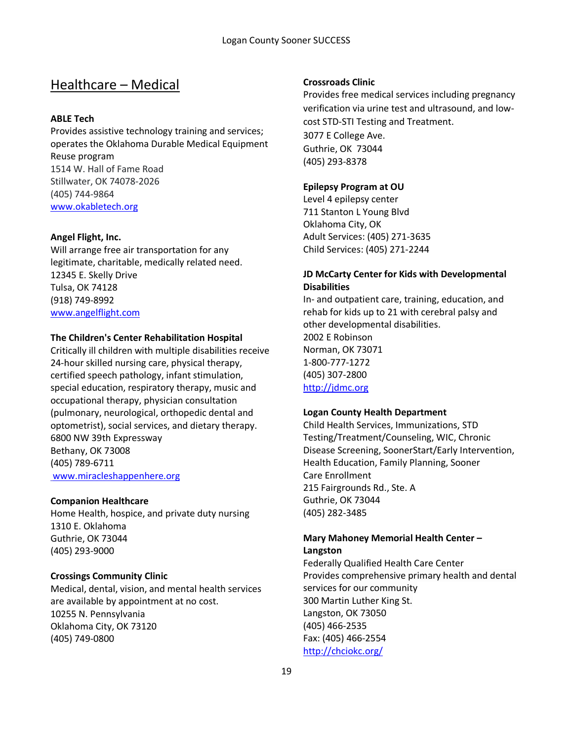## Healthcare – Medical

**ABLE Tech**
Provides assistive technology training and services; operates the Oklahoma Durable Medical Equipment Reuse program
1514 W. Hall of Fame Road
Stillwater, OK 74078-2026
(405) 744-9864
www.okabletech.org

**Angel Flight, Inc.**
Will arrange free air transportation for any legitimate, charitable, medically related need.
12345 E. Skelly Drive
Tulsa, OK 74128
(918) 749-8992
www.angelflight.com

**The Children's Center Rehabilitation Hospital**
Critically ill children with multiple disabilities receive 24-hour skilled nursing care, physical therapy, certified speech pathology, infant stimulation, special education, respiratory therapy, music and occupational therapy, physician consultation (pulmonary, neurological, orthopedic dental and optometrist), social services, and dietary therapy.
6800 NW 39th Expressway
Bethany, OK 73008
(405) 789-6711
www.miracleshappenhere.org

**Companion Healthcare**
Home Health, hospice, and private duty nursing
1310 E. Oklahoma
Guthrie, OK 73044
(405) 293-9000

**Crossings Community Clinic**
Medical, dental, vision, and mental health services are available by appointment at no cost.
10255 N. Pennsylvania
Oklahoma City, OK 73120
(405) 749-0800

**Crossroads Clinic**
Provides free medical services including pregnancy verification via urine test and ultrasound, and low-cost STD-STI Testing and Treatment.
3077 E College Ave.
Guthrie, OK 73044
(405) 293-8378

**Epilepsy Program at OU**
Level 4 epilepsy center
711 Stanton L Young Blvd
Oklahoma City, OK
Adult Services: (405) 271-3635
Child Services: (405) 271-2244

**JD McCarty Center for Kids with Developmental Disabilities**
In- and outpatient care, training, education, and rehab for kids up to 21 with cerebral palsy and other developmental disabilities.
2002 E Robinson
Norman, OK 73071
1-800-777-1272
(405) 307-2800
http://jdmc.org

**Logan County Health Department**
Child Health Services, Immunizations, STD Testing/Treatment/Counseling, WIC, Chronic Disease Screening, SoonerStart/Early Intervention, Health Education, Family Planning, Sooner Care Enrollment
215 Fairgrounds Rd., Ste. A
Guthrie, OK 73044
(405) 282-3485

**Mary Mahoney Memorial Health Center – Langston**
Federally Qualified Health Care Center
Provides comprehensive primary health and dental services for our community
300 Martin Luther King St.
Langston, OK 73050
(405) 466-2535
Fax: (405) 466-2554
http://chciokc.org/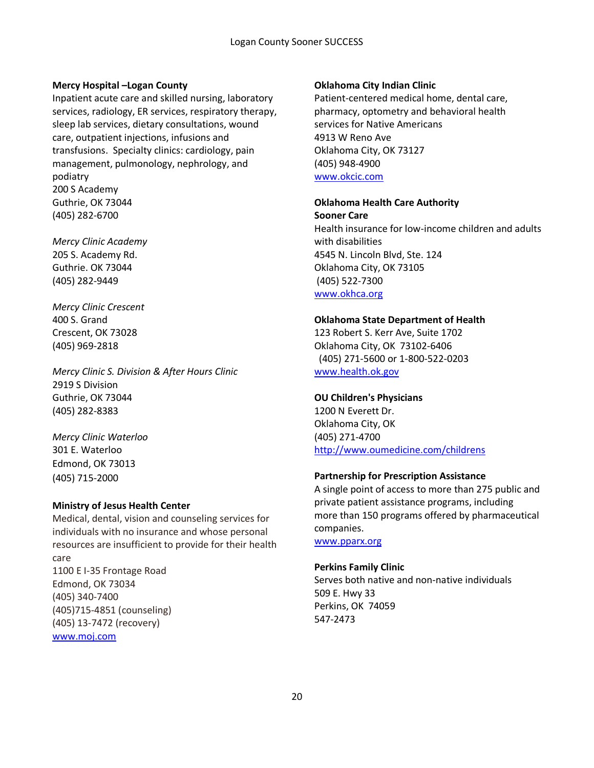**Mercy Hospital –Logan County**
Inpatient acute care and skilled nursing, laboratory services, radiology, ER services, respiratory therapy, sleep lab services, dietary consultations, wound care, outpatient injections, infusions and transfusions. Specialty clinics: cardiology, pain management, pulmonology, nephrology, and podiatry
200 S Academy
Guthrie, OK 73044
(405) 282-6700

*Mercy Clinic Academy*
205 S. Academy Rd.
Guthrie. OK 73044
(405) 282-9449

*Mercy Clinic Crescent*
400 S. Grand
Crescent, OK 73028
(405) 969-2818

*Mercy Clinic S. Division & After Hours Clinic*
2919 S Division
Guthrie, OK 73044
(405) 282-8383

*Mercy Clinic Waterloo*
301 E. Waterloo
Edmond, OK 73013
(405) 715-2000

**Ministry of Jesus Health Center**
Medical, dental, vision and counseling services for individuals with no insurance and whose personal resources are insufficient to provide for their health care
1100 E I-35 Frontage Road
Edmond, OK 73034
(405) 340-7400
(405)715-4851 (counseling)
(405) 13-7472 (recovery)
www.moj.com

**Oklahoma City Indian Clinic**
Patient-centered medical home, dental care, pharmacy, optometry and behavioral health services for Native Americans
4913 W Reno Ave
Oklahoma City, OK 73127
(405) 948-4900
www.okcic.com

**Oklahoma Health Care Authority**
**Sooner Care**
Health insurance for low-income children and adults with disabilities
4545 N. Lincoln Blvd, Ste. 124
Oklahoma City, OK 73105
(405) 522-7300
www.okhca.org

**Oklahoma State Department of Health**
123 Robert S. Kerr Ave, Suite 1702
Oklahoma City, OK 73102-6406
(405) 271-5600 or 1-800-522-0203
www.health.ok.gov

**OU Children's Physicians**
1200 N Everett Dr.
Oklahoma City, OK
(405) 271-4700
http://www.oumedicine.com/childrens

**Partnership for Prescription Assistance**
A single point of access to more than 275 public and private patient assistance programs, including more than 150 programs offered by pharmaceutical companies.
www.pparx.org

**Perkins Family Clinic**
Serves both native and non-native individuals
509 E. Hwy 33
Perkins, OK 74059
547-2473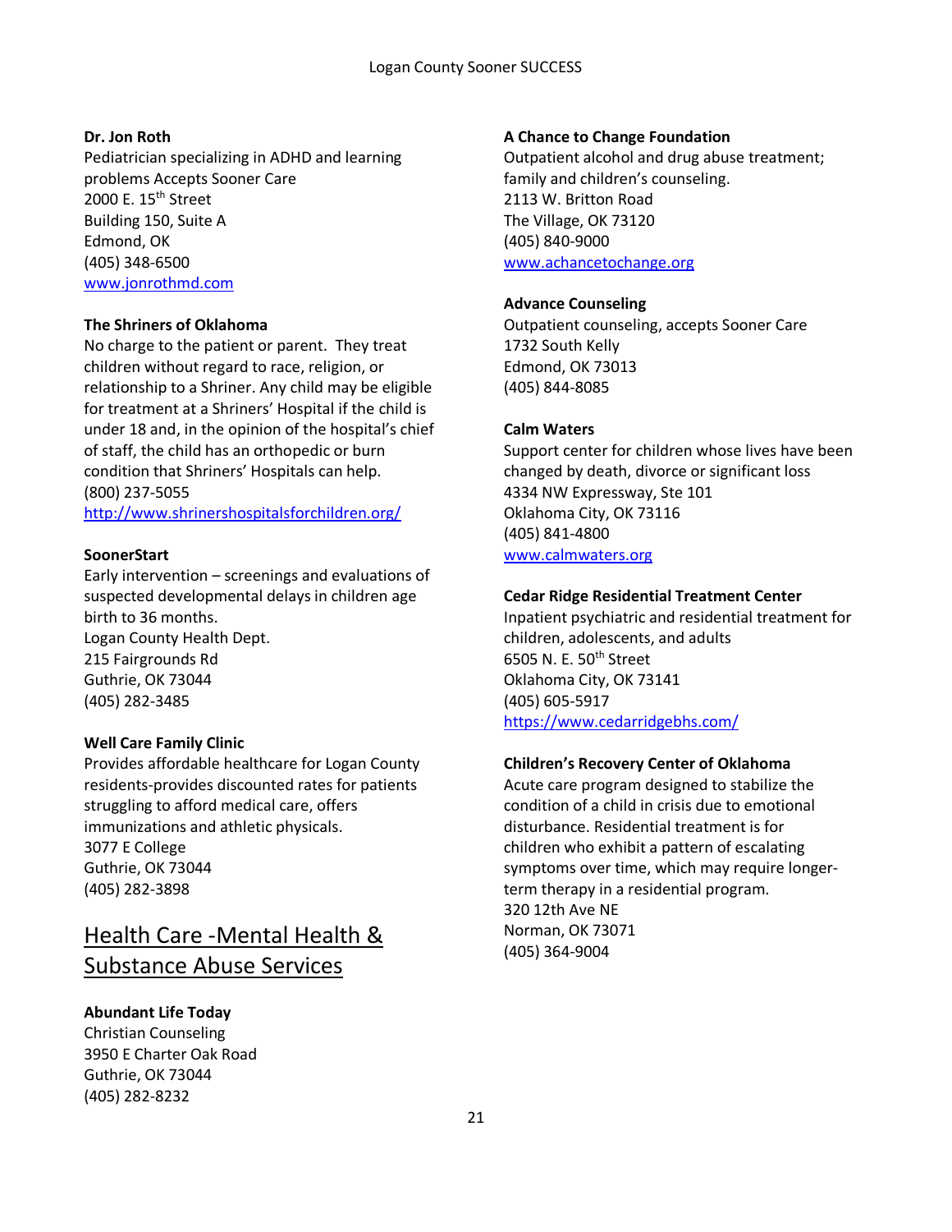**Dr. Jon Roth**
Pediatrician specializing in ADHD and learning problems Accepts Sooner Care
2000 E. 15th Street
Building 150, Suite A
Edmond, OK
(405) 348-6500
www.jonrothmd.com

**The Shriners of Oklahoma**
No charge to the patient or parent. They treat children without regard to race, religion, or relationship to a Shriner. Any child may be eligible for treatment at a Shriners' Hospital if the child is under 18 and, in the opinion of the hospital's chief of staff, the child has an orthopedic or burn condition that Shriners' Hospitals can help.
(800) 237-5055
http://www.shrinershospitalsforchildren.org/

**SoonerStart**
Early intervention – screenings and evaluations of suspected developmental delays in children age birth to 36 months.
Logan County Health Dept.
215 Fairgrounds Rd
Guthrie, OK 73044
(405) 282-3485

**Well Care Family Clinic**
Provides affordable healthcare for Logan County residents-provides discounted rates for patients struggling to afford medical care, offers immunizations and athletic physicals.
3077 E College
Guthrie, OK 73044
(405) 282-3898

## Health Care -Mental Health & Substance Abuse Services

**Abundant Life Today**
Christian Counseling
3950 E Charter Oak Road
Guthrie, OK 73044
(405) 282-8232

**A Chance to Change Foundation**
Outpatient alcohol and drug abuse treatment; family and children's counseling.
2113 W. Britton Road
The Village, OK 73120
(405) 840-9000
www.achancetochange.org

**Advance Counseling**
Outpatient counseling, accepts Sooner Care
1732 South Kelly
Edmond, OK 73013
(405) 844-8085

**Calm Waters**
Support center for children whose lives have been changed by death, divorce or significant loss
4334 NW Expressway, Ste 101
Oklahoma City, OK 73116
(405) 841-4800
www.calmwaters.org

**Cedar Ridge Residential Treatment Center**
Inpatient psychiatric and residential treatment for children, adolescents, and adults
6505 N. E. 50th Street
Oklahoma City, OK 73141
(405) 605-5917
https://www.cedarridgebhs.com/

**Children's Recovery Center of Oklahoma**
Acute care program designed to stabilize the condition of a child in crisis due to emotional disturbance. Residential treatment is for children who exhibit a pattern of escalating symptoms over time, which may require longer-term therapy in a residential program.
320 12th Ave NE
Norman, OK 73071
(405) 364-9004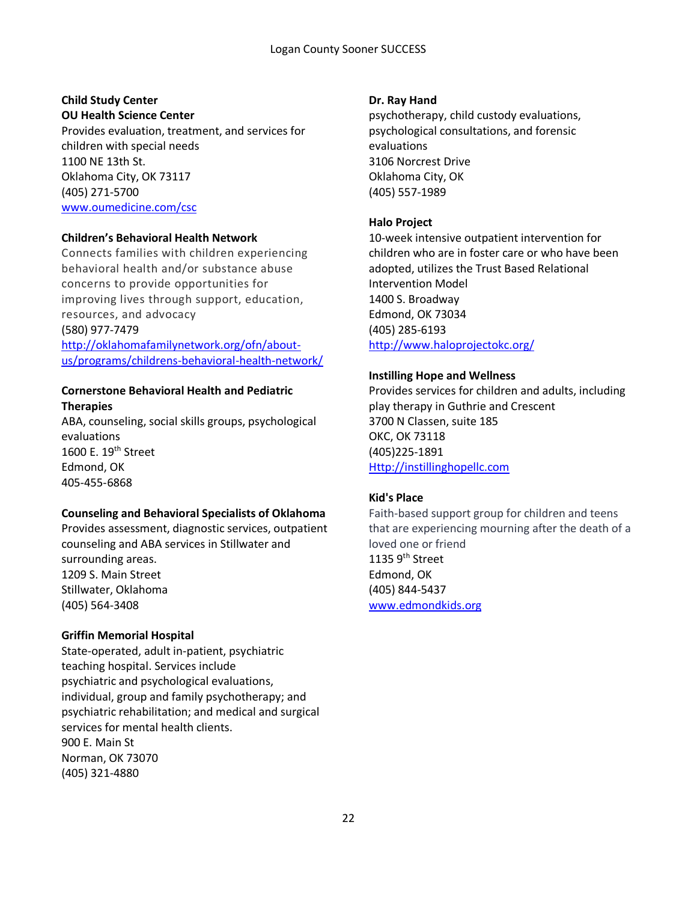**Child Study Center**
**OU Health Science Center**
Provides evaluation, treatment, and services for children with special needs
1100 NE 13th St.
Oklahoma City, OK 73117
(405) 271-5700
www.oumedicine.com/csc

**Children's Behavioral Health Network**
Connects families with children experiencing behavioral health and/or substance abuse concerns to provide opportunities for improving lives through support, education, resources, and advocacy
(580) 977-7479
http://oklahomafamilynetwork.org/ofn/about-us/programs/childrens-behavioral-health-network/

**Cornerstone Behavioral Health and Pediatric Therapies**
ABA, counseling, social skills groups, psychological evaluations
1600 E. 19th Street
Edmond, OK
405-455-6868

**Counseling and Behavioral Specialists of Oklahoma**
Provides assessment, diagnostic services, outpatient counseling and ABA services in Stillwater and surrounding areas.
1209 S. Main Street
Stillwater, Oklahoma
(405) 564-3408

**Griffin Memorial Hospital**
State-operated, adult in-patient, psychiatric teaching hospital. Services include psychiatric and psychological evaluations, individual, group and family psychotherapy; and psychiatric rehabilitation; and medical and surgical services for mental health clients.
900 E. Main St
Norman, OK 73070
(405) 321-4880

**Dr. Ray Hand**
psychotherapy, child custody evaluations, psychological consultations, and forensic evaluations
3106 Norcrest Drive
Oklahoma City, OK
(405) 557-1989

**Halo Project**
10-week intensive outpatient intervention for children who are in foster care or who have been adopted, utilizes the Trust Based Relational Intervention Model
1400 S. Broadway
Edmond, OK 73034
(405) 285-6193
http://www.haloprojectokc.org/

**Instilling Hope and Wellness**
Provides services for children and adults, including play therapy in Guthrie and Crescent
3700 N Classen, suite 185
OKC, OK 73118
(405)225-1891
Http://instillinghopellc.com

**Kid's Place**
Faith-based support group for children and teens that are experiencing mourning after the death of a loved one or friend
1135 9th Street
Edmond, OK
(405) 844-5437
www.edmondkids.org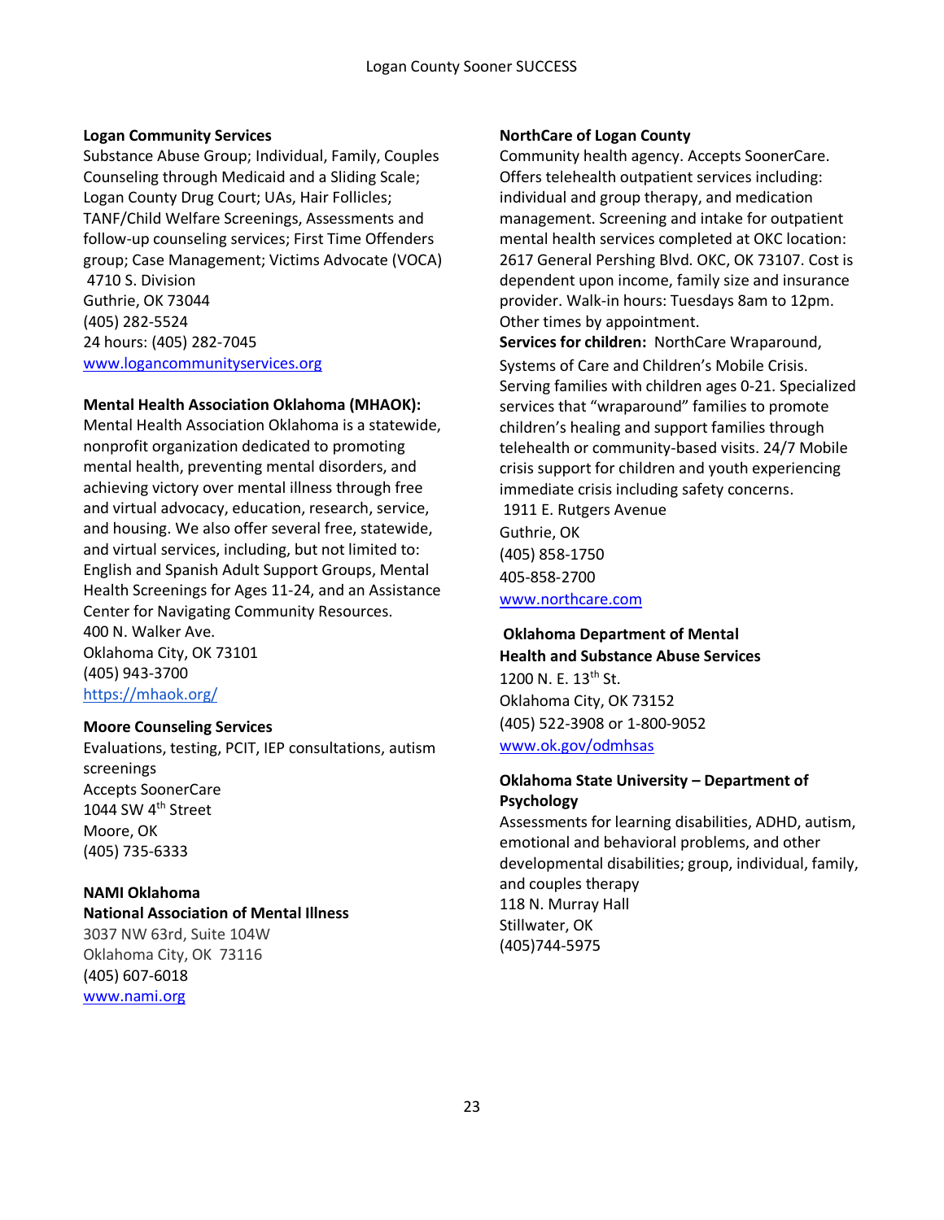**Logan Community Services**
Substance Abuse Group; Individual, Family, Couples Counseling through Medicaid and a Sliding Scale; Logan County Drug Court; UAs, Hair Follicles; TANF/Child Welfare Screenings, Assessments and follow-up counseling services; First Time Offenders group; Case Management; Victims Advocate (VOCA)
4710 S. Division
Guthrie, OK 73044
(405) 282-5524
24 hours: (405) 282-7045
www.logancommunityservices.org

**Mental Health Association Oklahoma (MHAOK):**
Mental Health Association Oklahoma is a statewide, nonprofit organization dedicated to promoting mental health, preventing mental disorders, and achieving victory over mental illness through free and virtual advocacy, education, research, service, and housing. We also offer several free, statewide, and virtual services, including, but not limited to: English and Spanish Adult Support Groups, Mental Health Screenings for Ages 11-24, and an Assistance Center for Navigating Community Resources.
400 N. Walker Ave.
Oklahoma City, OK 73101
(405) 943-3700
https://mhaok.org/

**Moore Counseling Services**
Evaluations, testing, PCIT, IEP consultations, autism screenings
Accepts SoonerCare
1044 SW 4th Street
Moore, OK
(405) 735-6333

**NAMI Oklahoma**
**National Association of Mental Illness**
3037 NW 63rd, Suite 104W
Oklahoma City, OK 73116
(405) 607-6018
www.nami.org

**NorthCare of Logan County**
Community health agency. Accepts SoonerCare. Offers telehealth outpatient services including: individual and group therapy, and medication management. Screening and intake for outpatient mental health services completed at OKC location: 2617 General Pershing Blvd. OKC, OK 73107. Cost is dependent upon income, family size and insurance provider. Walk-in hours: Tuesdays 8am to 12pm. Other times by appointment.
**Services for children:** NorthCare Wraparound, Systems of Care and Children's Mobile Crisis. Serving families with children ages 0-21. Specialized services that "wraparound" families to promote children's healing and support families through telehealth or community-based visits. 24/7 Mobile crisis support for children and youth experiencing immediate crisis including safety concerns.
1911 E. Rutgers Avenue
Guthrie, OK
(405) 858-1750
405-858-2700
www.northcare.com

**Oklahoma Department of Mental Health and Substance Abuse Services**
1200 N. E. 13th St.
Oklahoma City, OK 73152
(405) 522-3908 or 1-800-9052
www.ok.gov/odmhsas

**Oklahoma State University – Department of Psychology**
Assessments for learning disabilities, ADHD, autism, emotional and behavioral problems, and other developmental disabilities; group, individual, family, and couples therapy
118 N. Murray Hall
Stillwater, OK
(405)744-5975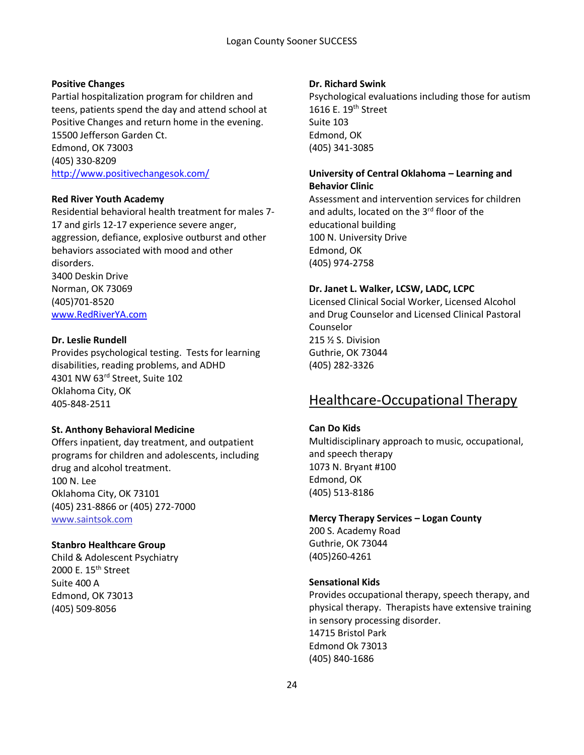**Positive Changes**
Partial hospitalization program for children and teens, patients spend the day and attend school at Positive Changes and return home in the evening.
15500 Jefferson Garden Ct.
Edmond, OK 73003
(405) 330-8209
http://www.positivechangesok.com/

**Red River Youth Academy**
Residential behavioral health treatment for males 7-17 and girls 12-17 experience severe anger, aggression, defiance, explosive outburst and other behaviors associated with mood and other disorders.
3400 Deskin Drive
Norman, OK 73069
(405)701-8520
www.RedRiverYA.com

**Dr. Leslie Rundell**
Provides psychological testing. Tests for learning disabilities, reading problems, and ADHD
4301 NW 63rd Street, Suite 102
Oklahoma City, OK
405-848-2511

**St. Anthony Behavioral Medicine**
Offers inpatient, day treatment, and outpatient programs for children and adolescents, including drug and alcohol treatment.
100 N. Lee
Oklahoma City, OK 73101
(405) 231-8866 or (405) 272-7000
www.saintsok.com

**Stanbro Healthcare Group**
Child & Adolescent Psychiatry
2000 E. 15th Street
Suite 400 A
Edmond, OK 73013
(405) 509-8056

**Dr. Richard Swink**
Psychological evaluations including those for autism
1616 E. 19th Street
Suite 103
Edmond, OK
(405) 341-3085

**University of Central Oklahoma – Learning and Behavior Clinic**
Assessment and intervention services for children and adults, located on the 3rd floor of the educational building
100 N. University Drive
Edmond, OK
(405) 974-2758

**Dr. Janet L. Walker, LCSW, LADC, LCPC**
Licensed Clinical Social Worker, Licensed Alcohol and Drug Counselor and Licensed Clinical Pastoral Counselor
215 ½ S. Division
Guthrie, OK 73044
(405) 282-3326

## Healthcare-Occupational Therapy

**Can Do Kids**
Multidisciplinary approach to music, occupational, and speech therapy
1073 N. Bryant #100
Edmond, OK
(405) 513-8186

**Mercy Therapy Services – Logan County**
200 S. Academy Road
Guthrie, OK 73044
(405)260-4261

**Sensational Kids**
Provides occupational therapy, speech therapy, and physical therapy. Therapists have extensive training in sensory processing disorder.
14715 Bristol Park
Edmond Ok 73013
(405) 840-1686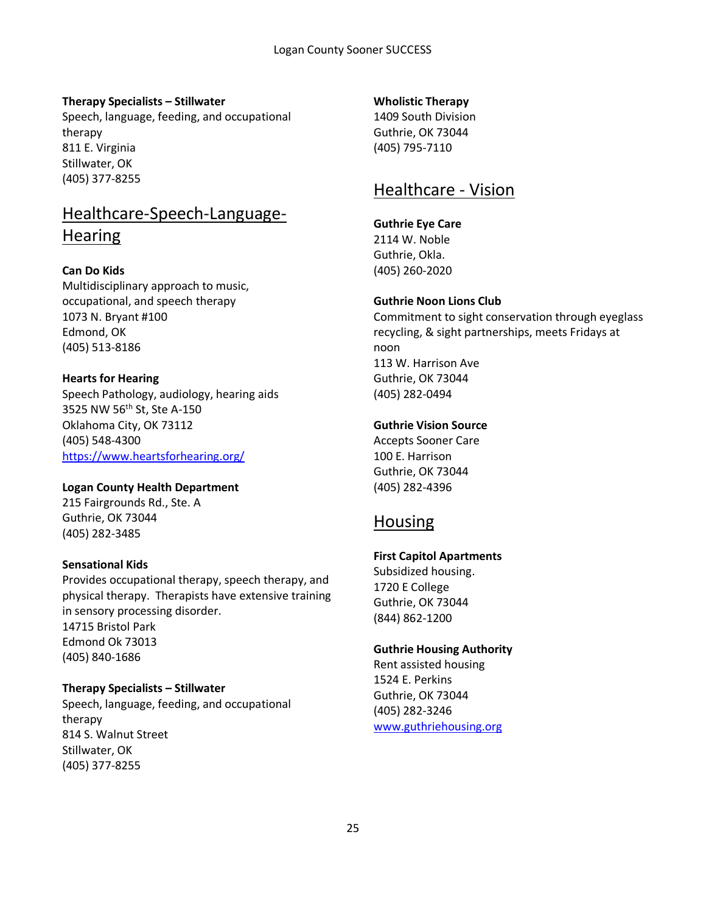**Therapy Specialists – Stillwater**
Speech, language, feeding, and occupational therapy
811 E. Virginia
Stillwater, OK
(405) 377-8255

## Healthcare-Speech-Language-Hearing

**Can Do Kids**
Multidisciplinary approach to music, occupational, and speech therapy
1073 N. Bryant #100
Edmond, OK
(405) 513-8186

**Hearts for Hearing**
Speech Pathology, audiology, hearing aids
3525 NW 56th St, Ste A-150
Oklahoma City, OK 73112
(405) 548-4300
https://www.heartsforhearing.org/

**Logan County Health Department**
215 Fairgrounds Rd., Ste. A
Guthrie, OK 73044
(405) 282-3485

**Sensational Kids**
Provides occupational therapy, speech therapy, and physical therapy. Therapists have extensive training in sensory processing disorder.
14715 Bristol Park
Edmond Ok 73013
(405) 840-1686

**Therapy Specialists – Stillwater**
Speech, language, feeding, and occupational therapy
814 S. Walnut Street
Stillwater, OK
(405) 377-8255

**Wholistic Therapy**
1409 South Division
Guthrie, OK 73044
(405) 795-7110

## Healthcare - Vision

**Guthrie Eye Care**
2114 W. Noble
Guthrie, Okla.
(405) 260-2020

**Guthrie Noon Lions Club**
Commitment to sight conservation through eyeglass recycling, & sight partnerships, meets Fridays at noon
113 W. Harrison Ave
Guthrie, OK 73044
(405) 282-0494

**Guthrie Vision Source**
Accepts Sooner Care
100 E. Harrison
Guthrie, OK 73044
(405) 282-4396

## Housing

**First Capitol Apartments**
Subsidized housing.
1720 E College
Guthrie, OK 73044
(844) 862-1200

**Guthrie Housing Authority**
Rent assisted housing
1524 E. Perkins
Guthrie, OK 73044
(405) 282-3246
www.guthriehousing.org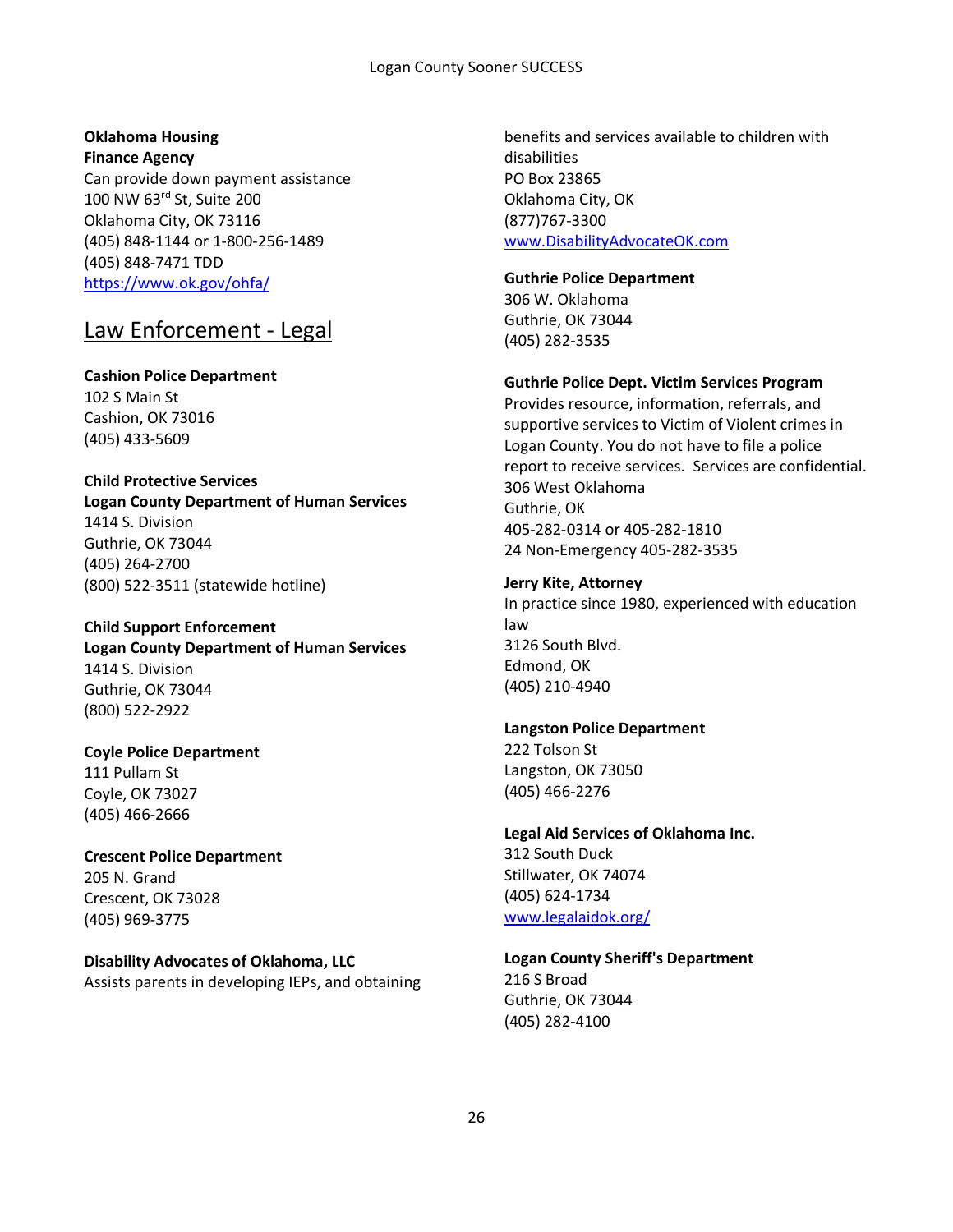**Oklahoma Housing Finance Agency**
Can provide down payment assistance
100 NW 63rd St, Suite 200
Oklahoma City, OK 73116
(405) 848-1144 or 1-800-256-1489
(405) 848-7471 TDD
https://www.ok.gov/ohfa/

## Law Enforcement - Legal

**Cashion Police Department**
102 S Main St
Cashion, OK 73016
(405) 433-5609

**Child Protective Services**
**Logan County Department of Human Services**
1414 S. Division
Guthrie, OK 73044
(405) 264-2700
(800) 522-3511 (statewide hotline)

**Child Support Enforcement**
**Logan County Department of Human Services**
1414 S. Division
Guthrie, OK 73044
(800) 522-2922

**Coyle Police Department**
111 Pullam St
Coyle, OK 73027
(405) 466-2666

**Crescent Police Department**
205 N. Grand
Crescent, OK 73028
(405) 969-3775

**Disability Advocates of Oklahoma, LLC**
Assists parents in developing IEPs, and obtaining benefits and services available to children with disabilities
PO Box 23865
Oklahoma City, OK
(877)767-3300
www.DisabilityAdvocateOK.com

**Guthrie Police Department**
306 W. Oklahoma
Guthrie, OK 73044
(405) 282-3535

**Guthrie Police Dept. Victim Services Program**
Provides resource, information, referrals, and supportive services to Victim of Violent crimes in Logan County. You do not have to file a police report to receive services. Services are confidential.
306 West Oklahoma
Guthrie, OK
405-282-0314 or 405-282-1810
24 Non-Emergency 405-282-3535

**Jerry Kite, Attorney**
In practice since 1980, experienced with education law
3126 South Blvd.
Edmond, OK
(405) 210-4940

**Langston Police Department**
222 Tolson St
Langston, OK 73050
(405) 466-2276

**Legal Aid Services of Oklahoma Inc.**
312 South Duck
Stillwater, OK 74074
(405) 624-1734
www.legalaidok.org/

**Logan County Sheriff's Department**
216 S Broad
Guthrie, OK 73044
(405) 282-4100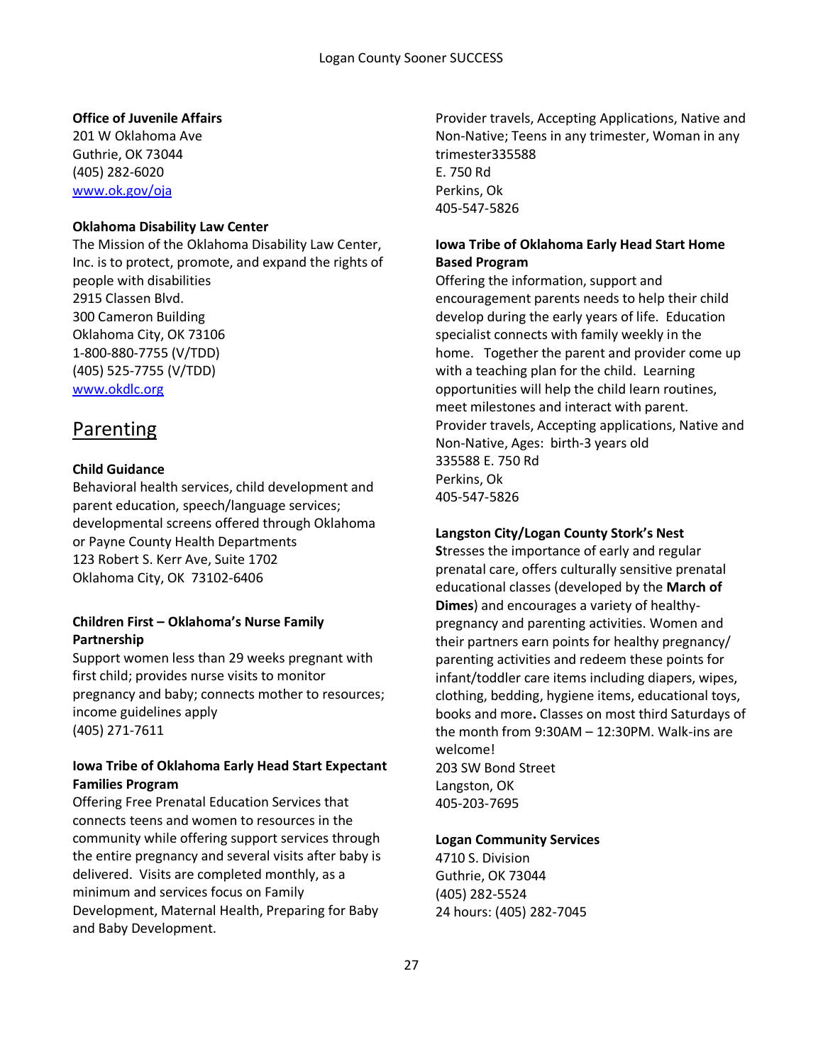**Office of Juvenile Affairs**
201 W Oklahoma Ave
Guthrie, OK 73044
(405) 282-6020
[www.ok.gov/oja](http://www.ok.gov/oja)

**Oklahoma Disability Law Center**
The Mission of the Oklahoma Disability Law Center, Inc. is to protect, promote, and expand the rights of people with disabilities
2915 Classen Blvd.
300 Cameron Building
Oklahoma City, OK 73106
1-800-880-7755 (V/TDD)
(405) 525-7755 (V/TDD)
[www.okdlc.org](http://www.okdlc.org)

## Parenting

**Child Guidance**
Behavioral health services, child development and parent education, speech/language services; developmental screens offered through Oklahoma or Payne County Health Departments
123 Robert S. Kerr Ave, Suite 1702
Oklahoma City, OK 73102-6406

**Children First – Oklahoma's Nurse Family Partnership**
Support women less than 29 weeks pregnant with first child; provides nurse visits to monitor pregnancy and baby; connects mother to resources; income guidelines apply
(405) 271-7611

**Iowa Tribe of Oklahoma Early Head Start Expectant Families Program**
Offering Free Prenatal Education Services that connects teens and women to resources in the community while offering support services through the entire pregnancy and several visits after baby is delivered. Visits are completed monthly, as a minimum and services focus on Family Development, Maternal Health, Preparing for Baby and Baby Development. Provider travels, Accepting Applications, Native and Non-Native; Teens in any trimester, Woman in any trimester335588
E. 750 Rd
Perkins, Ok
405-547-5826

**Iowa Tribe of Oklahoma Early Head Start Home Based Program**
Offering the information, support and encouragement parents needs to help their child develop during the early years of life. Education specialist connects with family weekly in the home. Together the parent and provider come up with a teaching plan for the child. Learning opportunities will help the child learn routines, meet milestones and interact with parent. Provider travels, Accepting applications, Native and Non-Native, Ages: birth-3 years old
335588 E. 750 Rd
Perkins, Ok
405-547-5826

**Langston City/Logan County Stork's Nest**
**S**tresses the importance of early and regular prenatal care, offers culturally sensitive prenatal educational classes (developed by the **March of Dimes**) and encourages a variety of healthy-pregnancy and parenting activities. Women and their partners earn points for healthy pregnancy/ parenting activities and redeem these points for infant/toddler care items including diapers, wipes, clothing, bedding, hygiene items, educational toys, books and more**.** Classes on most third Saturdays of the month from 9:30AM – 12:30PM. Walk-ins are welcome!
203 SW Bond Street
Langston, OK
405-203-7695

**Logan Community Services**
4710 S. Division
Guthrie, OK 73044
(405) 282-5524
24 hours: (405) 282-7045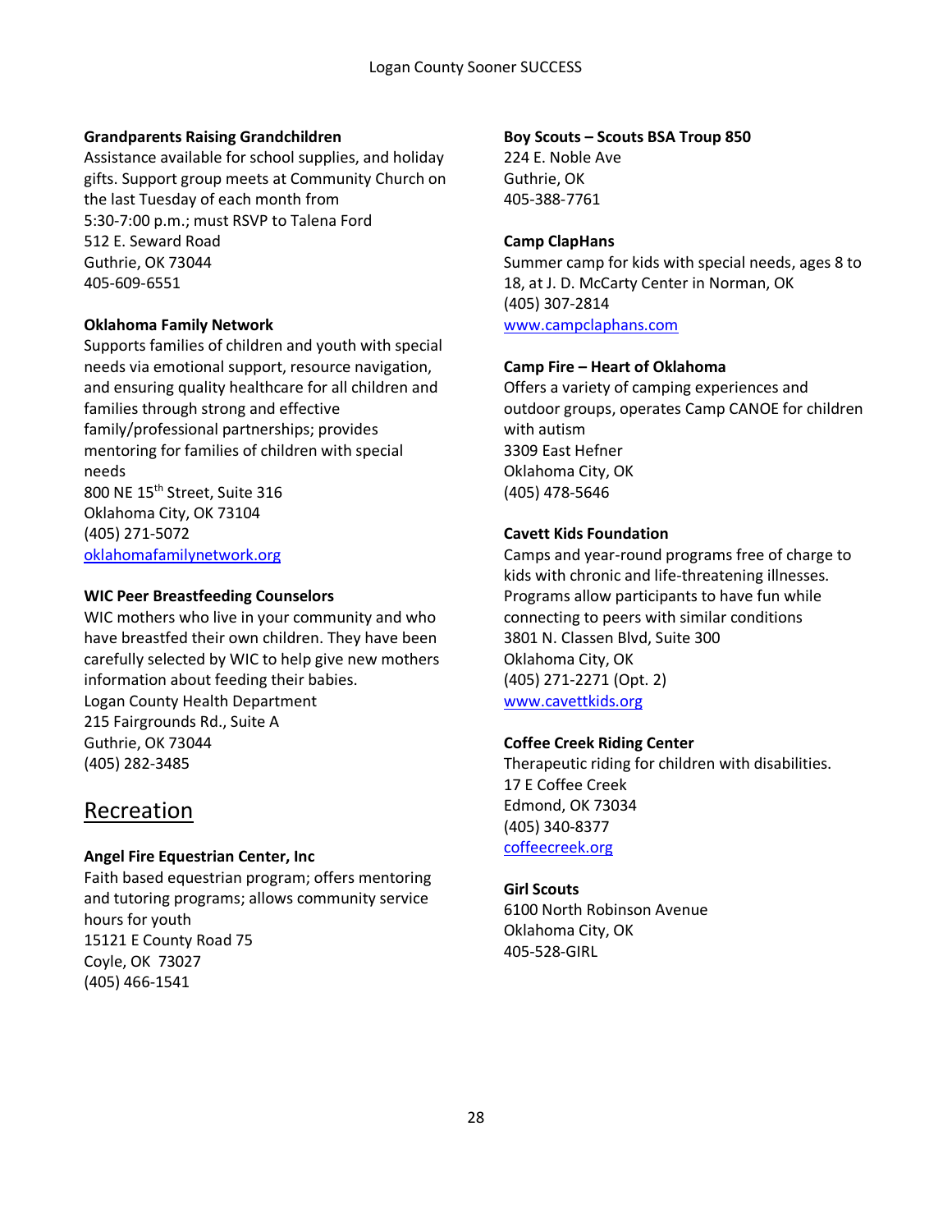**Grandparents Raising Grandchildren**
Assistance available for school supplies, and holiday gifts. Support group meets at Community Church on the last Tuesday of each month from 5:30-7:00 p.m.; must RSVP to Talena Ford
512 E. Seward Road
Guthrie, OK 73044
405-609-6551

**Oklahoma Family Network**
Supports families of children and youth with special needs via emotional support, resource navigation, and ensuring quality healthcare for all children and families through strong and effective family/professional partnerships; provides mentoring for families of children with special needs
800 NE 15th Street, Suite 316
Oklahoma City, OK 73104
(405) 271-5072
[oklahomafamilynetwork.org](oklahomafamilynetwork.org)

**WIC Peer Breastfeeding Counselors**
WIC mothers who live in your community and who have breastfed their own children. They have been carefully selected by WIC to help give new mothers information about feeding their babies.
Logan County Health Department
215 Fairgrounds Rd., Suite A
Guthrie, OK 73044
(405) 282-3485

## Recreation

**Angel Fire Equestrian Center, Inc**
Faith based equestrian program; offers mentoring and tutoring programs; allows community service hours for youth
15121 E County Road 75
Coyle, OK 73027
(405) 466-1541

**Boy Scouts – Scouts BSA Troup 850**
224 E. Noble Ave
Guthrie, OK
405-388-7761

**Camp ClapHans**
Summer camp for kids with special needs, ages 8 to 18, at J. D. McCarty Center in Norman, OK
(405) 307-2814
[www.campclaphans.com](www.campclaphans.com)

**Camp Fire – Heart of Oklahoma**
Offers a variety of camping experiences and outdoor groups, operates Camp CANOE for children with autism
3309 East Hefner
Oklahoma City, OK
(405) 478-5646

**Cavett Kids Foundation**
Camps and year-round programs free of charge to kids with chronic and life-threatening illnesses. Programs allow participants to have fun while connecting to peers with similar conditions
3801 N. Classen Blvd, Suite 300
Oklahoma City, OK
(405) 271-2271 (Opt. 2)
[www.cavettkids.org](www.cavettkids.org)

**Coffee Creek Riding Center**
Therapeutic riding for children with disabilities.
17 E Coffee Creek
Edmond, OK 73034
(405) 340-8377
[coffeecreek.org](coffeecreek.org)

**Girl Scouts**
6100 North Robinson Avenue
Oklahoma City, OK
405-528-GIRL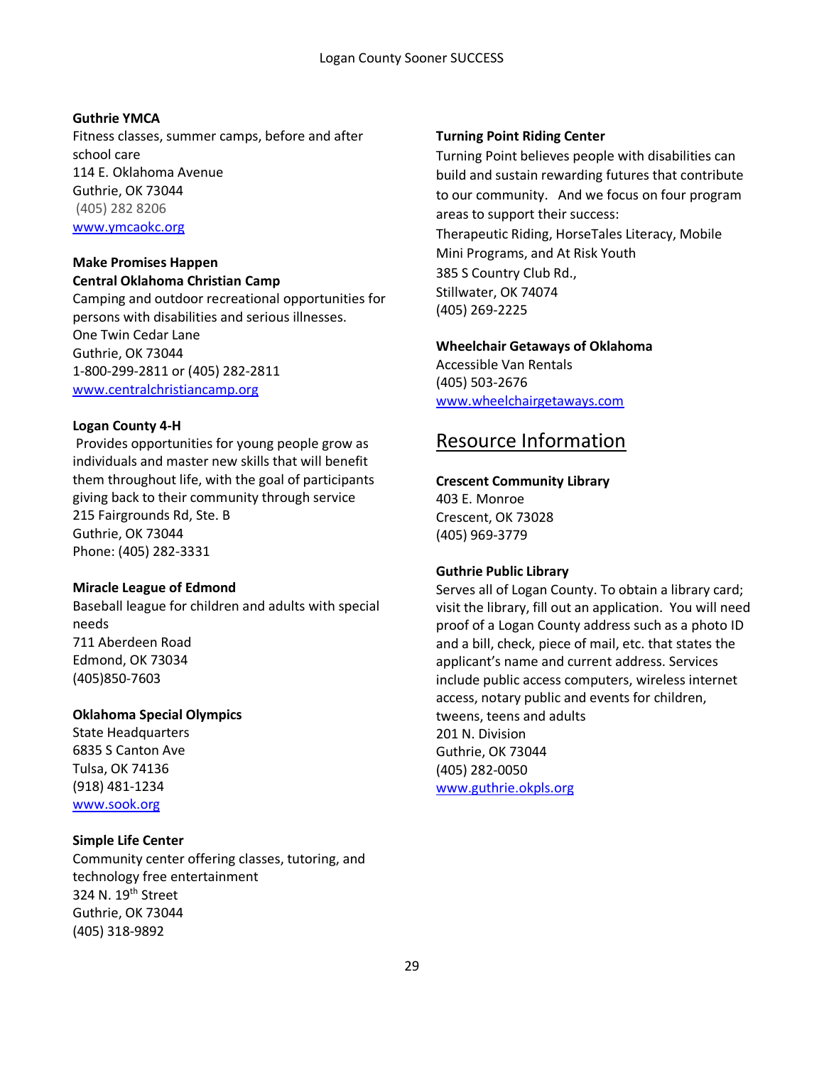**Guthrie YMCA**
Fitness classes, summer camps, before and after school care
114 E. Oklahoma Avenue
Guthrie, OK 73044
(405) 282 8206
www.ymcaokc.org

**Make Promises Happen**
**Central Oklahoma Christian Camp**
Camping and outdoor recreational opportunities for persons with disabilities and serious illnesses.
One Twin Cedar Lane
Guthrie, OK 73044
1-800-299-2811 or (405) 282-2811
www.centralchristiancamp.org

**Logan County 4-H**
Provides opportunities for young people grow as individuals and master new skills that will benefit them throughout life, with the goal of participants giving back to their community through service
215 Fairgrounds Rd, Ste. B
Guthrie, OK 73044
Phone: (405) 282-3331

**Miracle League of Edmond**
Baseball league for children and adults with special needs
711 Aberdeen Road
Edmond, OK 73034
(405)850-7603

**Oklahoma Special Olympics**
State Headquarters
6835 S Canton Ave
Tulsa, OK 74136
(918) 481-1234
www.sook.org

**Simple Life Center**
Community center offering classes, tutoring, and technology free entertainment
324 N. 19th Street
Guthrie, OK 73044
(405) 318-9892

**Turning Point Riding Center**
Turning Point believes people with disabilities can build and sustain rewarding futures that contribute to our community. And we focus on four program areas to support their success:
Therapeutic Riding, HorseTales Literacy, Mobile Mini Programs, and At Risk Youth
385 S Country Club Rd.,
Stillwater, OK 74074
(405) 269-2225

**Wheelchair Getaways of Oklahoma**
Accessible Van Rentals
(405) 503-2676
www.wheelchairgetaways.com

## Resource Information

**Crescent Community Library**
403 E. Monroe
Crescent, OK 73028
(405) 969-3779

**Guthrie Public Library**
Serves all of Logan County. To obtain a library card; visit the library, fill out an application. You will need proof of a Logan County address such as a photo ID and a bill, check, piece of mail, etc. that states the applicant's name and current address. Services include public access computers, wireless internet access, notary public and events for children, tweens, teens and adults
201 N. Division
Guthrie, OK 73044
(405) 282-0050
www.guthrie.okpls.org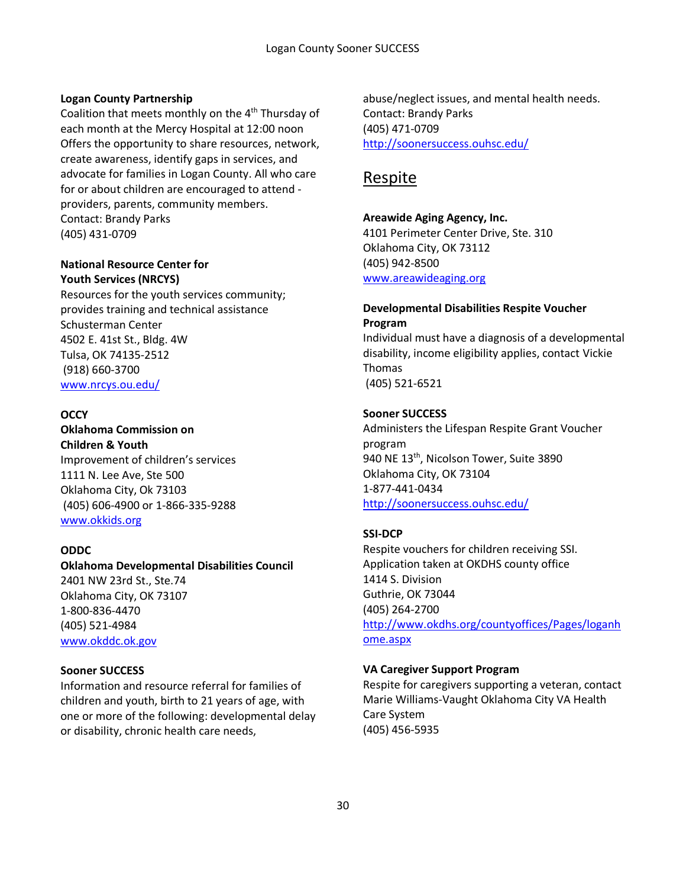**Logan County Partnership**
Coalition that meets monthly on the 4th Thursday of each month at the Mercy Hospital at 12:00 noon
Offers the opportunity to share resources, network, create awareness, identify gaps in services, and advocate for families in Logan County. All who care for or about children are encouraged to attend - providers, parents, community members.
Contact: Brandy Parks
(405) 431-0709

**National Resource Center for Youth Services (NRCYS)**
Resources for the youth services community; provides training and technical assistance
Schusterman Center
4502 E. 41st St., Bldg. 4W
Tulsa, OK 74135-2512
(918) 660-3700
[www.nrcys.ou.edu/](www.nrcys.ou.edu/)

**OCCY**
**Oklahoma Commission on Children & Youth**
Improvement of children's services
1111 N. Lee Ave, Ste 500
Oklahoma City, Ok 73103
(405) 606-4900 or 1-866-335-9288
[www.okkids.org](www.okkids.org)

**ODDC**
**Oklahoma Developmental Disabilities Council**
2401 NW 23rd St., Ste.74
Oklahoma City, OK 73107
1-800-836-4470
(405) 521-4984
[www.okddc.ok.gov](www.okddc.ok.gov)

**Sooner SUCCESS**
Information and resource referral for families of children and youth, birth to 21 years of age, with one or more of the following: developmental delay or disability, chronic health care needs, abuse/neglect issues, and mental health needs.
Contact: Brandy Parks
(405) 471-0709
<http://soonersuccess.ouhsc.edu/>

## Respite

**Areawide Aging Agency, Inc.**
4101 Perimeter Center Drive, Ste. 310
Oklahoma City, OK 73112
(405) 942-8500
[www.areawideaging.org](www.areawideaging.org)

**Developmental Disabilities Respite Voucher Program**
Individual must have a diagnosis of a developmental disability, income eligibility applies, contact Vickie Thomas
(405) 521-6521

**Sooner SUCCESS**
Administers the Lifespan Respite Grant Voucher program
940 NE 13th, Nicolson Tower, Suite 3890
Oklahoma City, OK 73104
1-877-441-0434
<http://soonersuccess.ouhsc.edu/>

**SSI-DCP**
Respite vouchers for children receiving SSI.
Application taken at OKDHS county office
1414 S. Division
Guthrie, OK 73044
(405) 264-2700
<http://www.okdhs.org/countyoffices/Pages/loganhome.aspx>

**VA Caregiver Support Program**
Respite for caregivers supporting a veteran, contact Marie Williams-Vaught Oklahoma City VA Health Care System
(405) 456-5935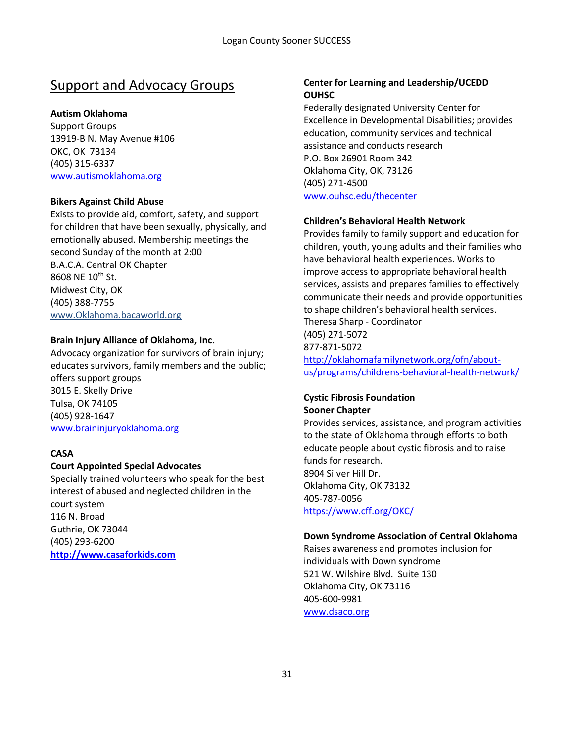## Support and Advocacy Groups

**Autism Oklahoma**
Support Groups
13919-B N. May Avenue #106
OKC, OK 73134
(405) 315-6337
www.autismoklahoma.org

**Bikers Against Child Abuse**
Exists to provide aid, comfort, safety, and support for children that have been sexually, physically, and emotionally abused. Membership meetings the second Sunday of the month at 2:00
B.A.C.A. Central OK Chapter
8608 NE 10th St.
Midwest City, OK
(405) 388-7755
www.Oklahoma.bacaworld.org

**Brain Injury Alliance of Oklahoma, Inc.**
Advocacy organization for survivors of brain injury; educates survivors, family members and the public; offers support groups
3015 E. Skelly Drive
Tulsa, OK 74105
(405) 928-1647
www.braininjuryoklahoma.org

**CASA**
**Court Appointed Special Advocates**
Specially trained volunteers who speak for the best interest of abused and neglected children in the court system
116 N. Broad
Guthrie, OK 73044
(405) 293-6200
**http://www.casaforkids.com**

**Center for Learning and Leadership/UCEDD OUHSC**
Federally designated University Center for Excellence in Developmental Disabilities; provides education, community services and technical assistance and conducts research
P.O. Box 26901 Room 342
Oklahoma City, OK, 73126
(405) 271-4500
www.ouhsc.edu/thecenter

**Children's Behavioral Health Network**
Provides family to family support and education for children, youth, young adults and their families who have behavioral health experiences. Works to improve access to appropriate behavioral health services, assists and prepares families to effectively communicate their needs and provide opportunities to shape children's behavioral health services.
Theresa Sharp - Coordinator
(405) 271-5072
877-871-5072
http://oklahomafamilynetwork.org/ofn/about-us/programs/childrens-behavioral-health-network/

**Cystic Fibrosis Foundation**
**Sooner Chapter**
Provides services, assistance, and program activities to the state of Oklahoma through efforts to both educate people about cystic fibrosis and to raise funds for research.
8904 Silver Hill Dr.
Oklahoma City, OK 73132
405-787-0056
https://www.cff.org/OKC/

**Down Syndrome Association of Central Oklahoma**
Raises awareness and promotes inclusion for individuals with Down syndrome
521 W. Wilshire Blvd. Suite 130
Oklahoma City, OK 73116
405-600-9981
www.dsaco.org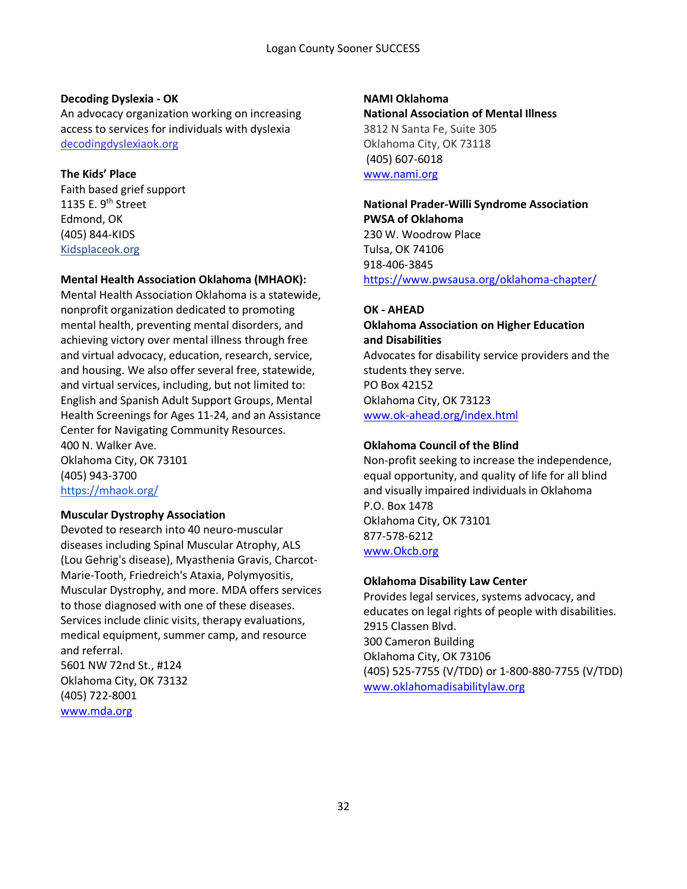**Decoding Dyslexia - OK**
An advocacy organization working on increasing access to services for individuals with dyslexia
decodingdyslexiaok.org

**The Kids' Place**
Faith based grief support
1135 E. 9th Street
Edmond, OK
(405) 844-KIDS
Kidsplaceok.org

**Mental Health Association Oklahoma (MHAOK):**
Mental Health Association Oklahoma is a statewide, nonprofit organization dedicated to promoting mental health, preventing mental disorders, and achieving victory over mental illness through free and virtual advocacy, education, research, service, and housing. We also offer several free, statewide, and virtual services, including, but not limited to: English and Spanish Adult Support Groups, Mental Health Screenings for Ages 11-24, and an Assistance Center for Navigating Community Resources.
400 N. Walker Ave.
Oklahoma City, OK 73101
(405) 943-3700
https://mhaok.org/

**Muscular Dystrophy Association**
Devoted to research into 40 neuro-muscular diseases including Spinal Muscular Atrophy, ALS (Lou Gehrig's disease), Myasthenia Gravis, Charcot-Marie-Tooth, Friedreich's Ataxia, Polymyositis, Muscular Dystrophy, and more. MDA offers services to those diagnosed with one of these diseases. Services include clinic visits, therapy evaluations, medical equipment, summer camp, and resource and referral.
5601 NW 72nd St., #124
Oklahoma City, OK 73132
(405) 722-8001
www.mda.org

**NAMI Oklahoma**
**National Association of Mental Illness**
3812 N Santa Fe, Suite 305
Oklahoma City, OK 73118
(405) 607-6018
www.nami.org

**National Prader-Willi Syndrome Association**
**PWSA of Oklahoma**
230 W. Woodrow Place
Tulsa, OK 74106
918-406-3845
https://www.pwsausa.org/oklahoma-chapter/

**OK - AHEAD**
**Oklahoma Association on Higher Education and Disabilities**
Advocates for disability service providers and the students they serve.
PO Box 42152
Oklahoma City, OK 73123
www.ok-ahead.org/index.html

**Oklahoma Council of the Blind**
Non-profit seeking to increase the independence, equal opportunity, and quality of life for all blind and visually impaired individuals in Oklahoma
P.O. Box 1478
Oklahoma City, OK 73101
877-578-6212
www.Okcb.org

**Oklahoma Disability Law Center**
Provides legal services, systems advocacy, and educates on legal rights of people with disabilities.
2915 Classen Blvd.
300 Cameron Building
Oklahoma City, OK 73106
(405) 525-7755 (V/TDD) or 1-800-880-7755 (V/TDD)
www.oklahomadisabilitylaw.org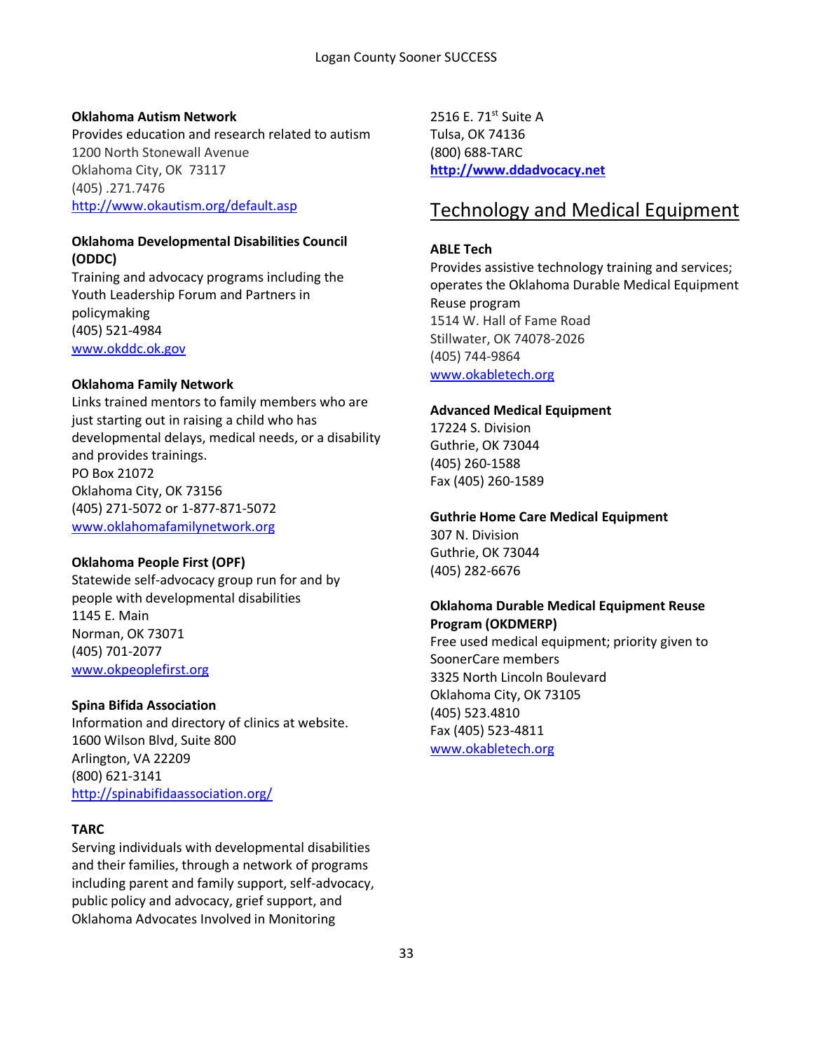**Oklahoma Autism Network**
Provides education and research related to autism
1200 North Stonewall Avenue
Oklahoma City, OK 73117
(405) .271.7476
http://www.okautism.org/default.asp

**Oklahoma Developmental Disabilities Council (ODDC)**
Training and advocacy programs including the Youth Leadership Forum and Partners in policymaking
(405) 521-4984
www.okddc.ok.gov

**Oklahoma Family Network**
Links trained mentors to family members who are just starting out in raising a child who has developmental delays, medical needs, or a disability and provides trainings.
PO Box 21072
Oklahoma City, OK 73156
(405) 271-5072 or 1-877-871-5072
www.oklahomafamilynetwork.org

**Oklahoma People First (OPF)**
Statewide self-advocacy group run for and by people with developmental disabilities
1145 E. Main
Norman, OK 73071
(405) 701-2077
www.okpeoplefirst.org

**Spina Bifida Association**
Information and directory of clinics at website.
1600 Wilson Blvd, Suite 800
Arlington, VA 22209
(800) 621-3141
http://spinabifidaassociation.org/

**TARC**
Serving individuals with developmental disabilities and their families, through a network of programs including parent and family support, self-advocacy, public policy and advocacy, grief support, and Oklahoma Advocates Involved in Monitoring
2516 E. 71st Suite A
Tulsa, OK 74136
(800) 688-TARC
**http://www.ddadvocacy.net**

## Technology and Medical Equipment

**ABLE Tech**
Provides assistive technology training and services; operates the Oklahoma Durable Medical Equipment Reuse program
1514 W. Hall of Fame Road
Stillwater, OK 74078-2026
(405) 744-9864
www.okabletech.org

**Advanced Medical Equipment**
17224 S. Division
Guthrie, OK 73044
(405) 260-1588
Fax (405) 260-1589

**Guthrie Home Care Medical Equipment**
307 N. Division
Guthrie, OK 73044
(405) 282-6676

**Oklahoma Durable Medical Equipment Reuse Program (OKDMERP)**
Free used medical equipment; priority given to SoonerCare members
3325 North Lincoln Boulevard
Oklahoma City, OK 73105
(405) 523.4810
Fax (405) 523-4811
www.okabletech.org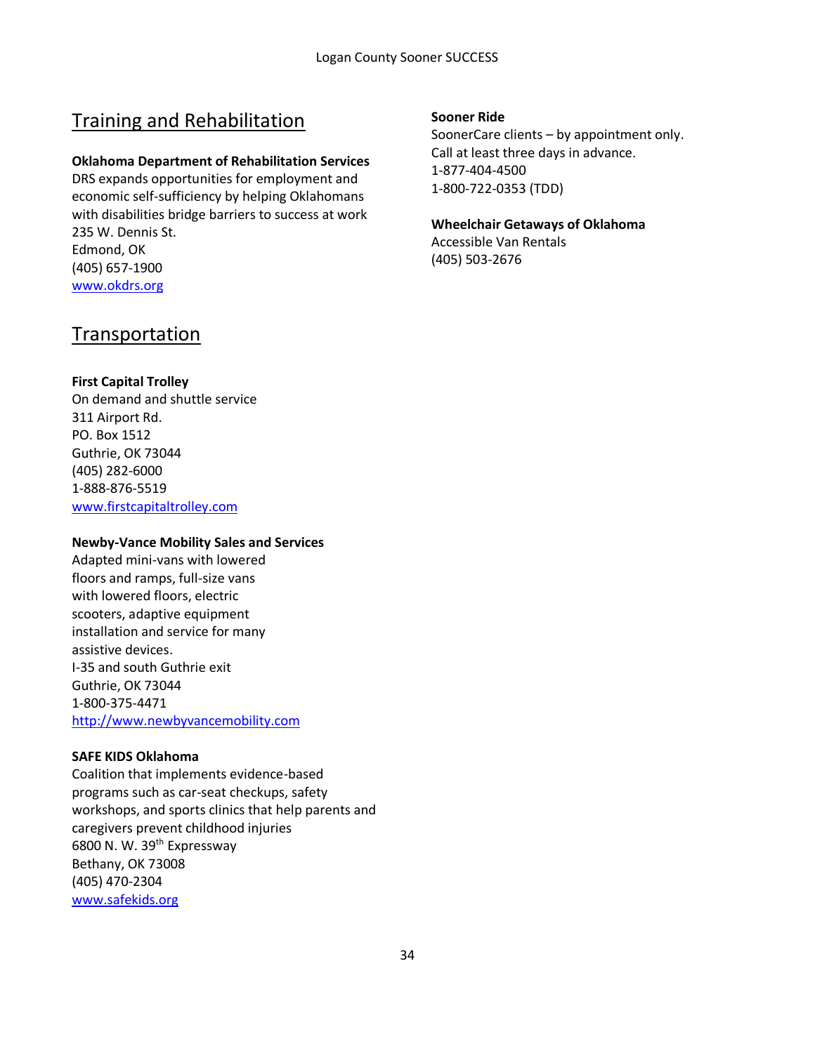## Training and Rehabilitation

**Oklahoma Department of Rehabilitation Services**
DRS expands opportunities for employment and economic self-sufficiency by helping Oklahomans with disabilities bridge barriers to success at work
235 W. Dennis St.
Edmond, OK
(405) 657-1900
www.okdrs.org

## Transportation

**First Capital Trolley**
On demand and shuttle service
311 Airport Rd.
PO. Box 1512
Guthrie, OK 73044
(405) 282-6000
1-888-876-5519
www.firstcapitaltrolley.com

**Newby-Vance Mobility Sales and Services**
Adapted mini-vans with lowered floors and ramps, full-size vans with lowered floors, electric scooters, adaptive equipment installation and service for many assistive devices.
I-35 and south Guthrie exit
Guthrie, OK 73044
1-800-375-4471
http://www.newbyvancemobility.com

**SAFE KIDS Oklahoma**
Coalition that implements evidence-based programs such as car-seat checkups, safety workshops, and sports clinics that help parents and caregivers prevent childhood injuries
6800 N. W. 39th Expressway
Bethany, OK 73008
(405) 470-2304
www.safekids.org

**Sooner Ride**
SoonerCare clients – by appointment only. Call at least three days in advance.
1-877-404-4500
1-800-722-0353 (TDD)

**Wheelchair Getaways of Oklahoma**
Accessible Van Rentals
(405) 503-2676